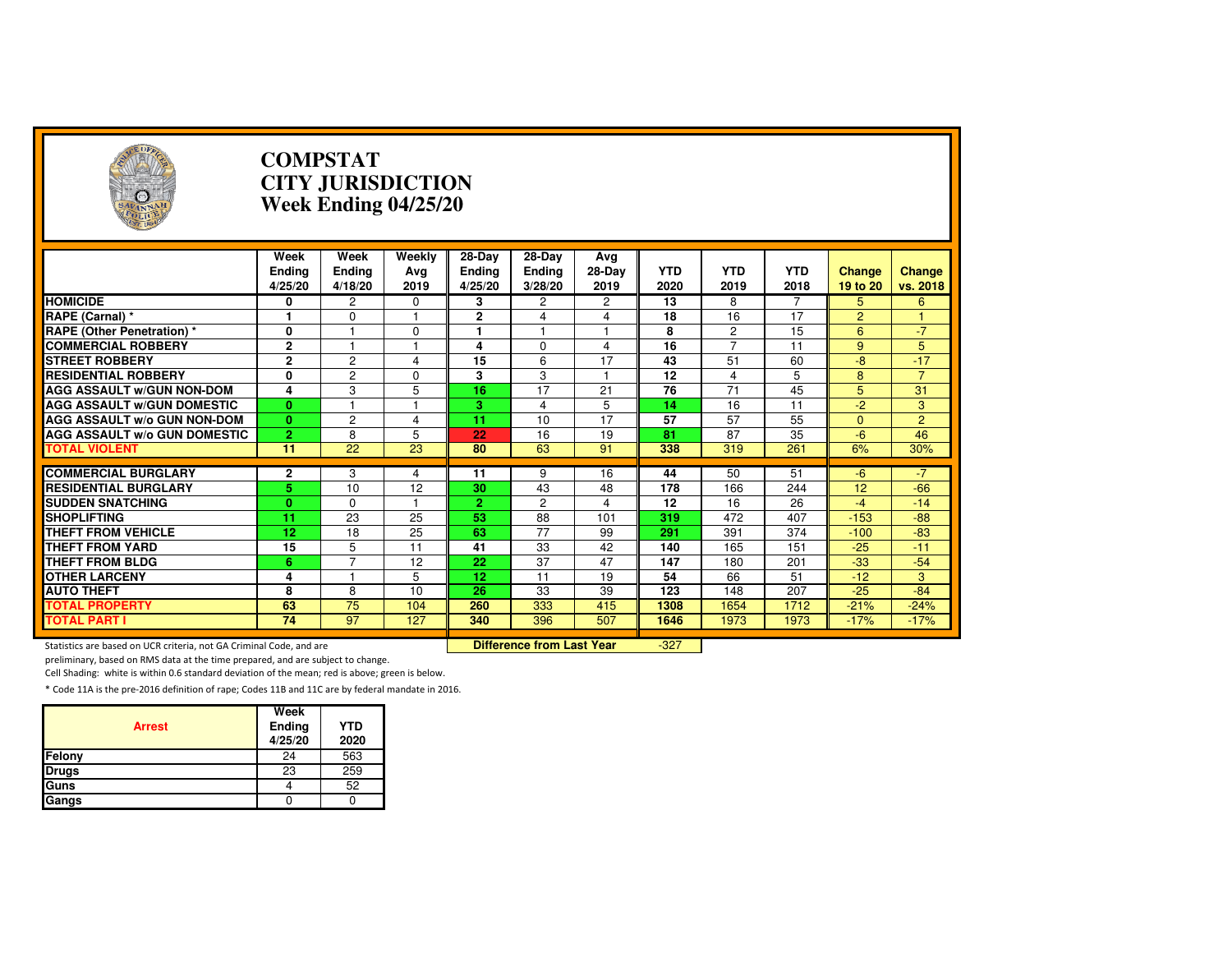# COMPSTAT
# CITY JURISDICTION
# Week Ending 04/25/20

| | Week Ending 4/25/20 | Week Ending 4/18/20 | Weekly Avg 2019 | 28-Day Ending 4/25/20 | 28-Day Ending 3/28/20 | Avg 28-Day 2019 | YTD 2020 | YTD 2019 | YTD 2018 | Change 19 to 20 | Change vs. 2018 |
|---|---|---|---|---|---|---|---|---|---|---|---|
| **HOMICIDE** | 0 | 2 | 0 | 3 | 2 | 2 | 13 | 8 | 7 | 5 | 6 |
| **RAPE (Carnal) *** | 1 | 0 | 1 | 2 | 4 | 4 | 18 | 16 | 17 | 2 | 1 |
| **RAPE (Other Penetration) *** | 0 | 1 | 0 | 1 | 1 | 1 | 8 | 2 | 15 | 6 | -7 |
| **COMMERCIAL ROBBERY** | 2 | 1 | 1 | 4 | 0 | 4 | 16 | 7 | 11 | 9 | 5 |
| **STREET ROBBERY** | 2 | 2 | 4 | 15 | 6 | 17 | 43 | 51 | 60 | -8 | -17 |
| **RESIDENTIAL ROBBERY** | 0 | 2 | 0 | 3 | 3 | 1 | 12 | 4 | 5 | 8 | 7 |
| **AGG ASSAULT w/GUN NON-DOM** | 4 | 3 | 5 | 16 | 17 | 21 | 76 | 71 | 45 | 5 | 31 |
| **AGG ASSAULT w/GUN DOMESTIC** | 0 | 1 | 1 | 3 | 4 | 5 | 14 | 16 | 11 | -2 | 3 |
| **AGG ASSAULT w/o GUN NON-DOM** | 0 | 2 | 4 | 11 | 10 | 17 | 57 | 57 | 55 | 0 | 2 |
| **AGG ASSAULT w/o GUN DOMESTIC** | 2 | 8 | 5 | 22 | 16 | 19 | 81 | 87 | 35 | -6 | 46 |
| **TOTAL VIOLENT** | 11 | 22 | 23 | 80 | 63 | 91 | 338 | 319 | 261 | 6% | 30% |
| **COMMERCIAL BURGLARY** | 2 | 3 | 4 | 11 | 9 | 16 | 44 | 50 | 51 | -6 | -7 |
| **RESIDENTIAL BURGLARY** | 5 | 10 | 12 | 30 | 43 | 48 | 178 | 166 | 244 | 12 | -66 |
| **SUDDEN SNATCHING** | 0 | 0 | 1 | 2 | 2 | 4 | 12 | 16 | 26 | -4 | -14 |
| **SHOPLIFTING** | 11 | 23 | 25 | 53 | 88 | 101 | 319 | 472 | 407 | -153 | -88 |
| **THEFT FROM VEHICLE** | 12 | 18 | 25 | 63 | 77 | 99 | 291 | 391 | 374 | -100 | -83 |
| **THEFT FROM YARD** | 15 | 5 | 11 | 41 | 33 | 42 | 140 | 165 | 151 | -25 | -11 |
| **THEFT FROM BLDG** | 6 | 7 | 12 | 22 | 37 | 47 | 147 | 180 | 201 | -33 | -54 |
| **OTHER LARCENY** | 4 | 1 | 5 | 12 | 11 | 19 | 54 | 66 | 51 | -12 | 3 |
| **AUTO THEFT** | 8 | 8 | 10 | 26 | 33 | 39 | 123 | 148 | 207 | -25 | -84 |
| **TOTAL PROPERTY** | 63 | 75 | 104 | 260 | 333 | 415 | 1308 | 1654 | 1712 | -21% | -24% |
| **TOTAL PART I** | 74 | 97 | 127 | 340 | 396 | 507 | 1646 | 1973 | 1973 | -17% | -17% |

**Difference from Last Year** -327

Statistics are based on UCR criteria, not GA Criminal Code, and are preliminary, based on RMS data at the time prepared, and are subject to change.

Cell Shading: white is within 0.6 standard deviation of the mean; red is above; green is below.

* Code 11A is the pre-2016 definition of rape; Codes 11B and 11C are by federal mandate in 2016.

| Arrest | Week Ending 4/25/20 | YTD 2020 |
|---|---|---|
| Felony | 24 | 563 |
| Drugs | 23 | 259 |
| Guns | 4 | 52 |
| Gangs | 0 | 0 |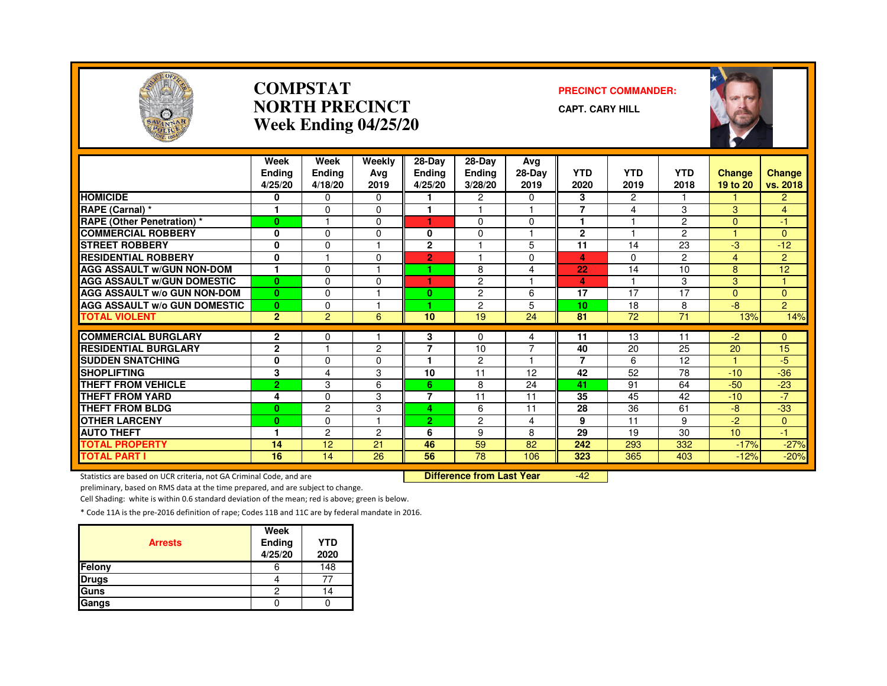# COMPSTAT
# NORTH PRECINCT
## Week Ending 04/25/20

**PRECINCT COMMANDER:**

**CAPT. CARY HILL**

| | Week Ending 4/25/20 | Week Ending 4/18/20 | Weekly Avg 2019 | 28-Day Ending 4/25/20 | 28-Day Ending 3/28/20 | Avg 28-Day 2019 | YTD 2020 | YTD 2019 | YTD 2018 | Change 19 to 20 | Change vs. 2018 |
|---|---|---|---|---|---|---|---|---|---|---|---|
| HOMICIDE | 0 | 0 | 0 | 1 | 2 | 0 | 3 | 2 | 1 | 1 | 2 |
| RAPE (Carnal) * | 1 | 0 | 0 | 1 | 1 | 1 | 7 | 4 | 3 | 3 | 4 |
| RAPE (Other Penetration) * | 0 | 1 | 0 | 1 | 0 | 0 | 1 | 1 | 2 | 0 | -1 |
| COMMERCIAL ROBBERY | 0 | 0 | 0 | 0 | 0 | 1 | 2 | 1 | 2 | 1 | 0 |
| STREET ROBBERY | 0 | 0 | 1 | 2 | 1 | 5 | 11 | 14 | 23 | -3 | -12 |
| RESIDENTIAL ROBBERY | 0 | 1 | 0 | 2 | 1 | 0 | 4 | 0 | 2 | 4 | 2 |
| AGG ASSAULT w/GUN NON-DOM | 1 | 0 | 1 | 1 | 8 | 4 | 22 | 14 | 10 | 8 | 12 |
| AGG ASSAULT w/GUN DOMESTIC | 0 | 0 | 0 | 1 | 2 | 1 | 4 | 1 | 3 | 3 | 1 |
| AGG ASSAULT w/o GUN NON-DOM | 0 | 0 | 1 | 0 | 2 | 6 | 17 | 17 | 17 | 0 | 0 |
| AGG ASSAULT w/o GUN DOMESTIC | 0 | 0 | 1 | 1 | 2 | 5 | 10 | 18 | 8 | -8 | 2 |
| TOTAL VIOLENT | 2 | 2 | 6 | 10 | 19 | 24 | 81 | 72 | 71 | 13% | 14% |
| COMMERCIAL BURGLARY | 2 | 0 | 1 | 3 | 0 | 4 | 11 | 13 | 11 | -2 | 0 |
| RESIDENTIAL BURGLARY | 2 | 1 | 2 | 7 | 10 | 7 | 40 | 20 | 25 | 20 | 15 |
| SUDDEN SNATCHING | 0 | 0 | 0 | 1 | 2 | 1 | 7 | 6 | 12 | 1 | -5 |
| SHOPLIFTING | 3 | 4 | 3 | 10 | 11 | 12 | 42 | 52 | 78 | -10 | -36 |
| THEFT FROM VEHICLE | 2 | 3 | 6 | 6 | 8 | 24 | 41 | 91 | 64 | -50 | -23 |
| THEFT FROM YARD | 4 | 0 | 3 | 7 | 11 | 11 | 35 | 45 | 42 | -10 | -7 |
| THEFT FROM BLDG | 0 | 2 | 3 | 4 | 6 | 11 | 28 | 36 | 61 | -8 | -33 |
| OTHER LARCENY | 0 | 0 | 1 | 2 | 2 | 4 | 9 | 11 | 9 | -2 | 0 |
| AUTO THEFT | 1 | 2 | 2 | 6 | 9 | 8 | 29 | 19 | 30 | 10 | -1 |
| TOTAL PROPERTY | 14 | 12 | 21 | 46 | 59 | 82 | 242 | 293 | 332 | -17% | -27% |
| TOTAL PART I | 16 | 14 | 26 | 56 | 78 | 106 | 323 | 365 | 403 | -12% | -20% |

**Difference from Last Year** -42

Statistics are based on UCR criteria, not GA Criminal Code, and are preliminary, based on RMS data at the time prepared, and are subject to change.

Cell Shading: white is within 0.6 standard deviation of the mean; red is above; green is below.

* Code 11A is the pre-2016 definition of rape; Codes 11B and 11C are by federal mandate in 2016.

| Arrests | Week Ending 4/25/20 | YTD 2020 |
|---|---|---|
| Felony | 6 | 148 |
| Drugs | 4 | 77 |
| Guns | 2 | 14 |
| Gangs | 0 | 0 |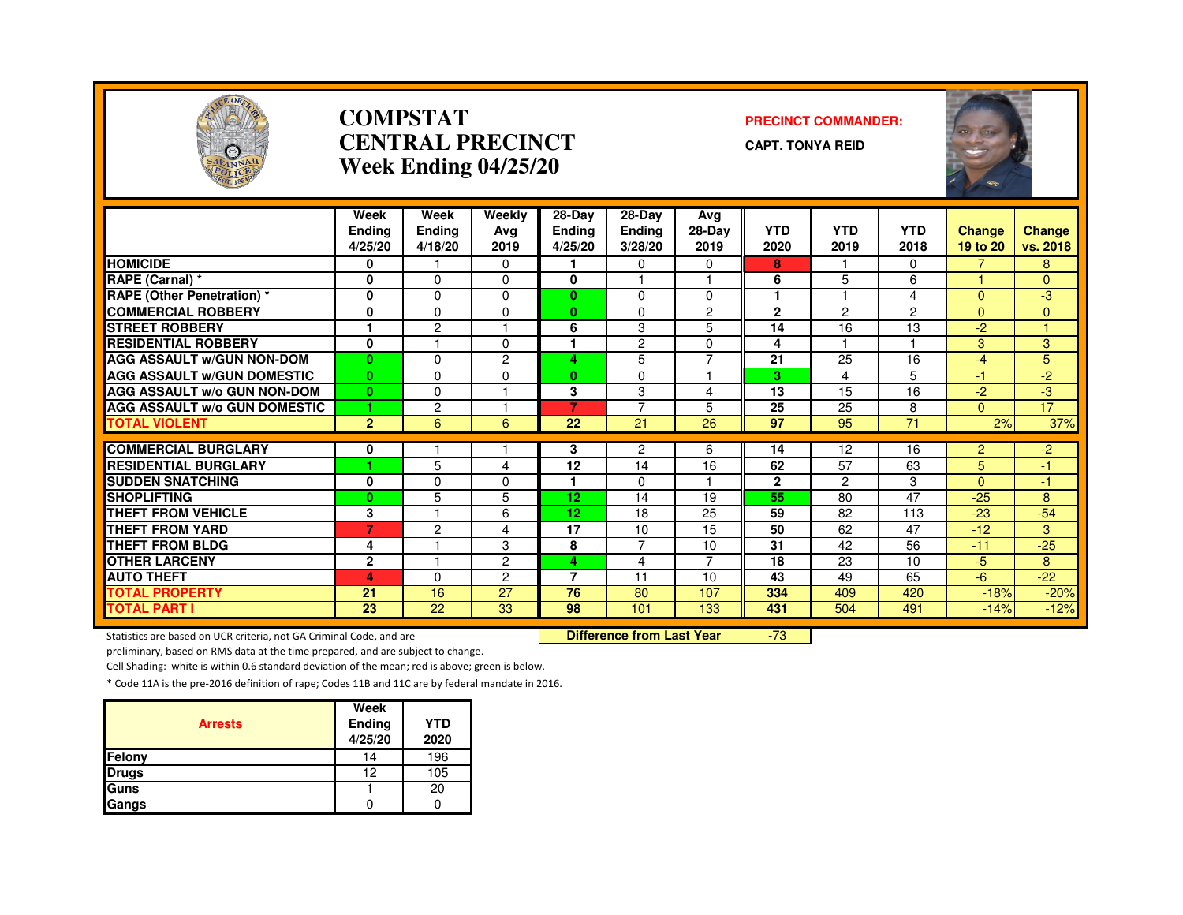# COMPSTAT
# CENTRAL PRECINCT
# Week Ending 04/25/20

**PRECINCT COMMANDER:**

**CAPT. TONYA REID**

| | Week Ending 4/25/20 | Week Ending 4/18/20 | Weekly Avg 2019 | 28-Day Ending 4/25/20 | 28-Day Ending 3/28/20 | Avg 28-Day 2019 | YTD 2020 | YTD 2019 | YTD 2018 | Change 19 to 20 | Change vs. 2018 |
|---|---|---|---|---|---|---|---|---|---|---|---|
| HOMICIDE | 0 | 1 | 0 | 1 | 0 | 0 | 8 | 1 | 0 | 7 | 8 |
| RAPE (Carnal) * | 0 | 0 | 0 | 0 | 1 | 1 | 6 | 5 | 6 | 1 | 0 |
| RAPE (Other Penetration) * | 0 | 0 | 0 | 0 | 0 | 0 | 1 | 1 | 4 | 0 | -3 |
| COMMERCIAL ROBBERY | 0 | 0 | 0 | 0 | 0 | 2 | 2 | 2 | 2 | 0 | 0 |
| STREET ROBBERY | 1 | 2 | 1 | 6 | 3 | 5 | 14 | 16 | 13 | -2 | 1 |
| RESIDENTIAL ROBBERY | 0 | 1 | 0 | 1 | 2 | 0 | 4 | 1 | 1 | 3 | 3 |
| AGG ASSAULT w/GUN NON-DOM | 0 | 0 | 2 | 4 | 5 | 7 | 21 | 25 | 16 | -4 | 5 |
| AGG ASSAULT w/GUN DOMESTIC | 0 | 0 | 0 | 0 | 0 | 1 | 3 | 4 | 5 | -1 | -2 |
| AGG ASSAULT w/o GUN NON-DOM | 0 | 0 | 1 | 3 | 3 | 4 | 13 | 15 | 16 | -2 | -3 |
| AGG ASSAULT w/o GUN DOMESTIC | 1 | 2 | 1 | 7 | 7 | 5 | 25 | 25 | 8 | 0 | 17 |
| TOTAL VIOLENT | 2 | 6 | 6 | 22 | 21 | 26 | 97 | 95 | 71 | 2% | 37% |
| COMMERCIAL BURGLARY | 0 | 1 | 1 | 3 | 2 | 6 | 14 | 12 | 16 | 2 | -2 |
| RESIDENTIAL BURGLARY | 1 | 5 | 4 | 12 | 14 | 16 | 62 | 57 | 63 | 5 | -1 |
| SUDDEN SNATCHING | 0 | 0 | 0 | 1 | 0 | 1 | 2 | 2 | 3 | 0 | -1 |
| SHOPLIFTING | 0 | 5 | 5 | 12 | 14 | 19 | 55 | 80 | 47 | -25 | 8 |
| THEFT FROM VEHICLE | 3 | 1 | 6 | 12 | 18 | 25 | 59 | 82 | 113 | -23 | -54 |
| THEFT FROM YARD | 7 | 2 | 4 | 17 | 10 | 15 | 50 | 62 | 47 | -12 | 3 |
| THEFT FROM BLDG | 4 | 1 | 3 | 8 | 7 | 10 | 31 | 42 | 56 | -11 | -25 |
| OTHER LARCENY | 2 | 1 | 2 | 4 | 4 | 7 | 18 | 23 | 10 | -5 | 8 |
| AUTO THEFT | 4 | 0 | 2 | 7 | 11 | 10 | 43 | 49 | 65 | -6 | -22 |
| TOTAL PROPERTY | 21 | 16 | 27 | 76 | 80 | 107 | 334 | 409 | 420 | -18% | -20% |
| TOTAL PART I | 23 | 22 | 33 | 98 | 101 | 133 | 431 | 504 | 491 | -14% | -12% |

**Difference from Last Year** -73

Statistics are based on UCR criteria, not GA Criminal Code, and are preliminary, based on RMS data at the time prepared, and are subject to change.

Cell Shading: white is within 0.6 standard deviation of the mean; red is above; green is below.

* Code 11A is the pre-2016 definition of rape; Codes 11B and 11C are by federal mandate in 2016.

| Arrests | Week Ending 4/25/20 | YTD 2020 |
|---|---|---|
| Felony | 14 | 196 |
| Drugs | 12 | 105 |
| Guns | 1 | 20 |
| Gangs | 0 | 0 |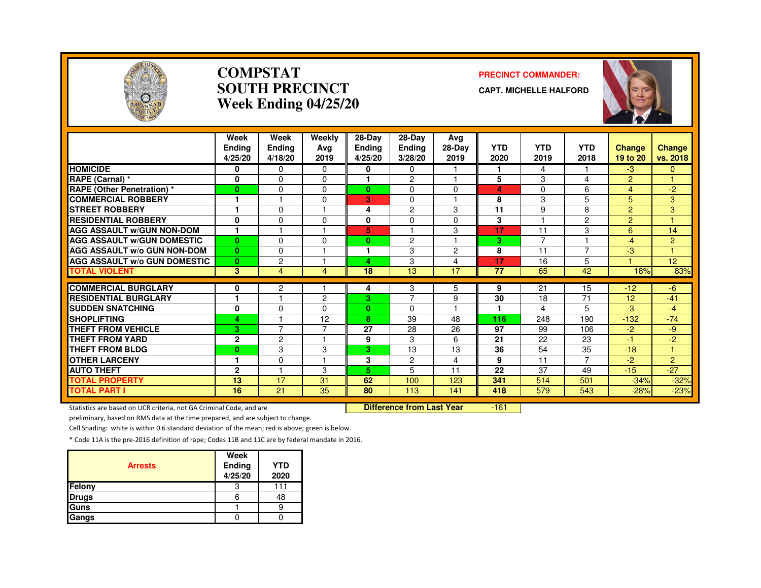# COMPSTAT
# SOUTH PRECINCT
## Week Ending 04/25/20

**PRECINCT COMMANDER:**

**CAPT. MICHELLE HALFORD**

| | Week Ending 4/25/20 | Week Ending 4/18/20 | Weekly Avg 2019 | 28-Day Ending 4/25/20 | 28-Day Ending 3/28/20 | Avg 28-Day 2019 | YTD 2020 | YTD 2019 | YTD 2018 | Change 19 to 20 | Change vs. 2018 |
|---|---|---|---|---|---|---|---|---|---|---|---|
| HOMICIDE | 0 | 0 | 0 | 0 | 0 | 1 | 1 | 4 | 1 | -3 | 0 |
| RAPE (Carnal) * | 0 | 0 | 0 | 1 | 2 | 1 | 5 | 3 | 4 | 2 | 1 |
| RAPE (Other Penetration) * | 0 | 0 | 0 | 0 | 0 | 0 | 4 | 0 | 6 | 4 | -2 |
| COMMERCIAL ROBBERY | 1 | 1 | 0 | 3 | 0 | 1 | 8 | 3 | 5 | 5 | 3 |
| STREET ROBBERY | 1 | 0 | 1 | 4 | 2 | 3 | 11 | 9 | 8 | 2 | 3 |
| RESIDENTIAL ROBBERY | 0 | 0 | 0 | 0 | 0 | 0 | 3 | 1 | 2 | 2 | 1 |
| AGG ASSAULT w/GUN NON-DOM | 1 | 1 | 1 | 5 | 1 | 3 | 17 | 11 | 3 | 6 | 14 |
| AGG ASSAULT w/GUN DOMESTIC | 0 | 0 | 0 | 0 | 2 | 1 | 3 | 7 | 1 | -4 | 2 |
| AGG ASSAULT w/o GUN NON-DOM | 0 | 0 | 1 | 1 | 3 | 2 | 8 | 11 | 7 | -3 | 1 |
| AGG ASSAULT w/o GUN DOMESTIC | 0 | 2 | 1 | 4 | 3 | 4 | 17 | 16 | 5 | 1 | 12 |
| TOTAL VIOLENT | 3 | 4 | 4 | 18 | 13 | 17 | 77 | 65 | 42 | 18% | 83% |
| COMMERCIAL BURGLARY | 0 | 2 | 1 | 4 | 3 | 5 | 9 | 21 | 15 | -12 | -6 |
| RESIDENTIAL BURGLARY | 1 | 1 | 2 | 3 | 7 | 9 | 30 | 18 | 71 | 12 | -41 |
| SUDDEN SNATCHING | 0 | 0 | 0 | 0 | 0 | 1 | 1 | 4 | 5 | -3 | -4 |
| SHOPLIFTING | 4 | 1 | 12 | 8 | 39 | 48 | 116 | 248 | 190 | -132 | -74 |
| THEFT FROM VEHICLE | 3 | 7 | 7 | 27 | 28 | 26 | 97 | 99 | 106 | -2 | -9 |
| THEFT FROM YARD | 2 | 2 | 1 | 9 | 3 | 6 | 21 | 22 | 23 | -1 | -2 |
| THEFT FROM BLDG | 0 | 3 | 3 | 3 | 13 | 13 | 36 | 54 | 35 | -18 | 1 |
| OTHER LARCENY | 1 | 0 | 1 | 3 | 2 | 4 | 9 | 11 | 7 | -2 | 2 |
| AUTO THEFT | 2 | 1 | 3 | 5 | 5 | 11 | 22 | 37 | 49 | -15 | -27 |
| TOTAL PROPERTY | 13 | 17 | 31 | 62 | 100 | 123 | 341 | 514 | 501 | -34% | -32% |
| TOTAL PART I | 16 | 21 | 35 | 80 | 113 | 141 | 418 | 579 | 543 | -28% | -23% |

**Difference from Last Year** -161

Statistics are based on UCR criteria, not GA Criminal Code, and are preliminary, based on RMS data at the time prepared, and are subject to change.

Cell Shading: white is within 0.6 standard deviation of the mean; red is above; green is below.

* Code 11A is the pre-2016 definition of rape; Codes 11B and 11C are by federal mandate in 2016.

| Arrests | Week Ending 4/25/20 | YTD 2020 |
|---|---|---|
| Felony | 3 | 111 |
| Drugs | 6 | 48 |
| Guns | 1 | 9 |
| Gangs | 0 | 0 |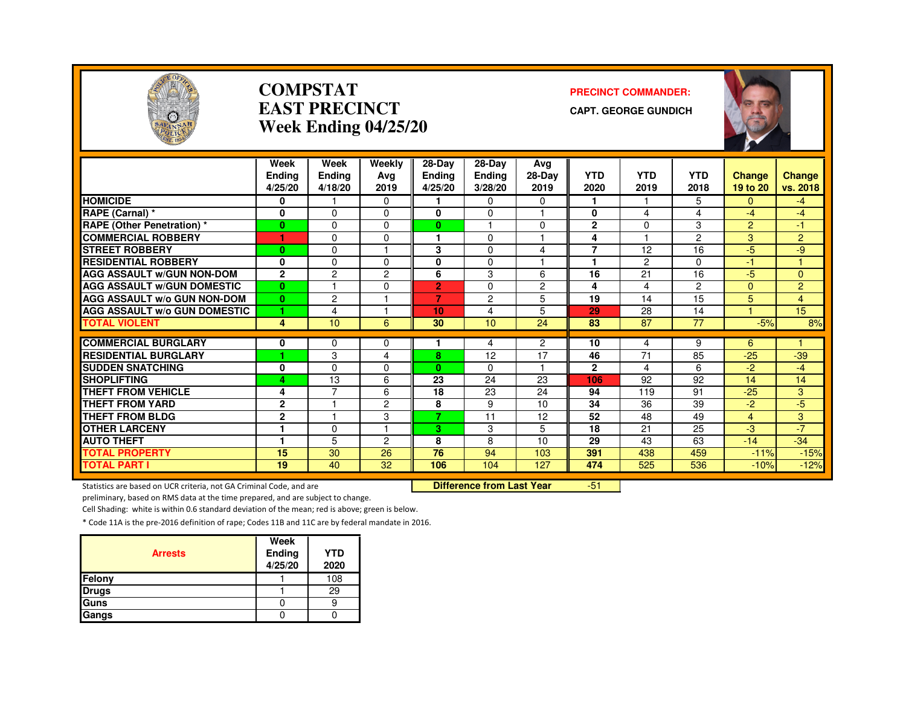# COMPSTAT
# EAST PRECINCT
## Week Ending 04/25/20

**PRECINCT COMMANDER:**
**CAPT. GEORGE GUNDICH**

| | Week Ending 4/25/20 | Week Ending 4/18/20 | Weekly Avg 2019 | 28-Day Ending 4/25/20 | 28-Day Ending 3/28/20 | Avg 28-Day 2019 | YTD 2020 | YTD 2019 | YTD 2018 | Change 19 to 20 | Change vs. 2018 |
|---|---|---|---|---|---|---|---|---|---|---|---|
| HOMICIDE | 0 | 1 | 0 | 1 | 0 | 0 | 1 | 1 | 5 | 0 | -4 |
| RAPE (Carnal) * | 0 | 0 | 0 | 0 | 0 | 1 | 0 | 4 | 4 | -4 | -4 |
| RAPE (Other Penetration) * | 0 | 0 | 0 | 0 | 1 | 0 | 2 | 0 | 3 | 2 | -1 |
| COMMERCIAL ROBBERY | 1 | 0 | 0 | 1 | 0 | 1 | 4 | 1 | 2 | 3 | 2 |
| STREET ROBBERY | 0 | 0 | 1 | 3 | 0 | 4 | 7 | 12 | 16 | -5 | -9 |
| RESIDENTIAL ROBBERY | 0 | 0 | 0 | 0 | 0 | 1 | 1 | 2 | 0 | -1 | 1 |
| AGG ASSAULT w/GUN NON-DOM | 2 | 2 | 2 | 6 | 3 | 6 | 16 | 21 | 16 | -5 | 0 |
| AGG ASSAULT w/GUN DOMESTIC | 0 | 1 | 0 | 2 | 0 | 2 | 4 | 4 | 2 | 0 | 2 |
| AGG ASSAULT w/o GUN NON-DOM | 0 | 2 | 1 | 7 | 2 | 5 | 19 | 14 | 15 | 5 | 4 |
| AGG ASSAULT w/o GUN DOMESTIC | 1 | 4 | 1 | 10 | 4 | 5 | 29 | 28 | 14 | 1 | 15 |
| TOTAL VIOLENT | 4 | 10 | 6 | 30 | 10 | 24 | 83 | 87 | 77 | -5% | 8% |
| COMMERCIAL BURGLARY | 0 | 0 | 0 | 1 | 4 | 2 | 10 | 4 | 9 | 6 | 1 |
| RESIDENTIAL BURGLARY | 1 | 3 | 4 | 8 | 12 | 17 | 46 | 71 | 85 | -25 | -39 |
| SUDDEN SNATCHING | 0 | 0 | 0 | 0 | 0 | 1 | 2 | 4 | 6 | -2 | -4 |
| SHOPLIFTING | 4 | 13 | 6 | 23 | 24 | 23 | 106 | 92 | 92 | 14 | 14 |
| THEFT FROM VEHICLE | 4 | 7 | 6 | 18 | 23 | 24 | 94 | 119 | 91 | -25 | 3 |
| THEFT FROM YARD | 2 | 1 | 2 | 8 | 9 | 10 | 34 | 36 | 39 | -2 | -5 |
| THEFT FROM BLDG | 2 | 1 | 3 | 7 | 11 | 12 | 52 | 48 | 49 | 4 | 3 |
| OTHER LARCENY | 1 | 0 | 1 | 3 | 3 | 5 | 18 | 21 | 25 | -3 | -7 |
| AUTO THEFT | 1 | 5 | 2 | 8 | 8 | 10 | 29 | 43 | 63 | -14 | -34 |
| TOTAL PROPERTY | 15 | 30 | 26 | 76 | 94 | 103 | 391 | 438 | 459 | -11% | -15% |
| TOTAL PART I | 19 | 40 | 32 | 106 | 104 | 127 | 474 | 525 | 536 | -10% | -12% |

**Difference from Last Year** -51

Statistics are based on UCR criteria, not GA Criminal Code, and are preliminary, based on RMS data at the time prepared, and are subject to change.

Cell Shading: white is within 0.6 standard deviation of the mean; red is above; green is below.

* Code 11A is the pre-2016 definition of rape; Codes 11B and 11C are by federal mandate in 2016.

| Arrests | Week Ending 4/25/20 | YTD 2020 |
|---|---|---|
| Felony | 1 | 108 |
| Drugs | 1 | 29 |
| Guns | 0 | 9 |
| Gangs | 0 | 0 |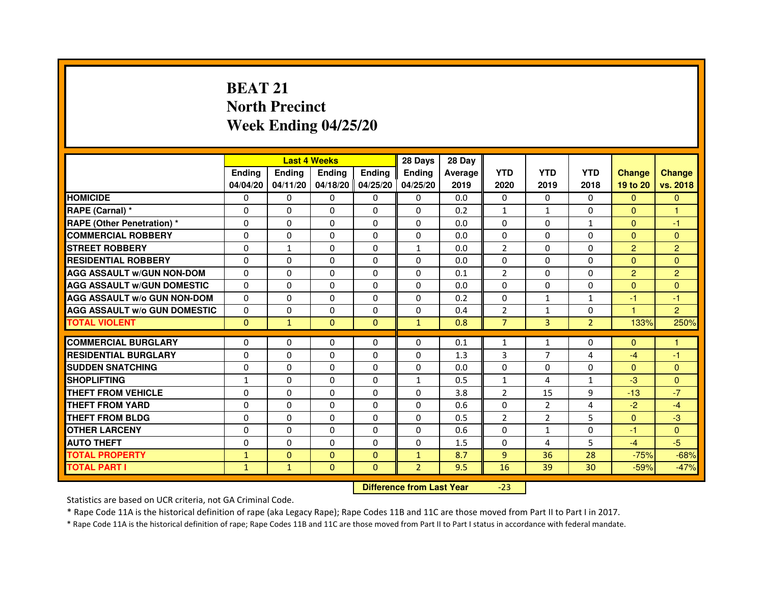# BEAT 21
# North Precinct
# Week Ending 04/25/20

| | Last 4 Weeks | | | | 28 Days | 28 Day | | | | | |
|---|---|---|---|---|---|---|---|---|---|---|---|
| | Ending 04/04/20 | Ending 04/11/20 | Ending 04/18/20 | Ending 04/25/20 | Ending 04/25/20 | Average 2019 | YTD 2020 | YTD 2019 | YTD 2018 | Change 19 to 20 | Change vs. 2018 |
| HOMICIDE | 0 | 0 | 0 | 0 | 0 | 0.0 | 0 | 0 | 0 | 0 | 0 |
| RAPE (Carnal) * | 0 | 0 | 0 | 0 | 0 | 0.2 | 1 | 1 | 0 | 0 | 1 |
| RAPE (Other Penetration) * | 0 | 0 | 0 | 0 | 0 | 0.0 | 0 | 0 | 1 | 0 | -1 |
| COMMERCIAL ROBBERY | 0 | 0 | 0 | 0 | 0 | 0.0 | 0 | 0 | 0 | 0 | 0 |
| STREET ROBBERY | 0 | 1 | 0 | 0 | 1 | 0.0 | 2 | 0 | 0 | 2 | 2 |
| RESIDENTIAL ROBBERY | 0 | 0 | 0 | 0 | 0 | 0.0 | 0 | 0 | 0 | 0 | 0 |
| AGG ASSAULT w/GUN NON-DOM | 0 | 0 | 0 | 0 | 0 | 0.1 | 2 | 0 | 0 | 2 | 2 |
| AGG ASSAULT w/GUN DOMESTIC | 0 | 0 | 0 | 0 | 0 | 0.0 | 0 | 0 | 0 | 0 | 0 |
| AGG ASSAULT w/o GUN NON-DOM | 0 | 0 | 0 | 0 | 0 | 0.2 | 0 | 1 | 1 | -1 | -1 |
| AGG ASSAULT w/o GUN DOMESTIC | 0 | 0 | 0 | 0 | 0 | 0.4 | 2 | 1 | 0 | 1 | 2 |
| TOTAL VIOLENT | 0 | 1 | 0 | 0 | 1 | 0.8 | 7 | 3 | 2 | 133% | 250% |
| COMMERCIAL BURGLARY | 0 | 0 | 0 | 0 | 0 | 0.1 | 1 | 1 | 0 | 0 | 1 |
| RESIDENTIAL BURGLARY | 0 | 0 | 0 | 0 | 0 | 1.3 | 3 | 7 | 4 | -4 | -1 |
| SUDDEN SNATCHING | 0 | 0 | 0 | 0 | 0 | 0.0 | 0 | 0 | 0 | 0 | 0 |
| SHOPLIFTING | 1 | 0 | 0 | 0 | 1 | 0.5 | 1 | 4 | 1 | -3 | 0 |
| THEFT FROM VEHICLE | 0 | 0 | 0 | 0 | 0 | 3.8 | 2 | 15 | 9 | -13 | -7 |
| THEFT FROM YARD | 0 | 0 | 0 | 0 | 0 | 0.6 | 0 | 2 | 4 | -2 | -4 |
| THEFT FROM BLDG | 0 | 0 | 0 | 0 | 0 | 0.5 | 2 | 2 | 5 | 0 | -3 |
| OTHER LARCENY | 0 | 0 | 0 | 0 | 0 | 0.6 | 0 | 1 | 0 | -1 | 0 |
| AUTO THEFT | 0 | 0 | 0 | 0 | 0 | 1.5 | 0 | 4 | 5 | -4 | -5 |
| TOTAL PROPERTY | 1 | 0 | 0 | 0 | 1 | 8.7 | 9 | 36 | 28 | -75% | -68% |
| TOTAL PART I | 1 | 1 | 0 | 0 | 2 | 9.5 | 16 | 39 | 30 | -59% | -47% |

**Difference from Last Year** -23

Statistics are based on UCR criteria, not GA Criminal Code.

* Rape Code 11A is the historical definition of rape (aka Legacy Rape); Rape Codes 11B and 11C are those moved from Part II to Part I in 2017.

* Rape Code 11A is the historical definition of rape; Rape Codes 11B and 11C are those moved from Part II to Part I status in accordance with federal mandate.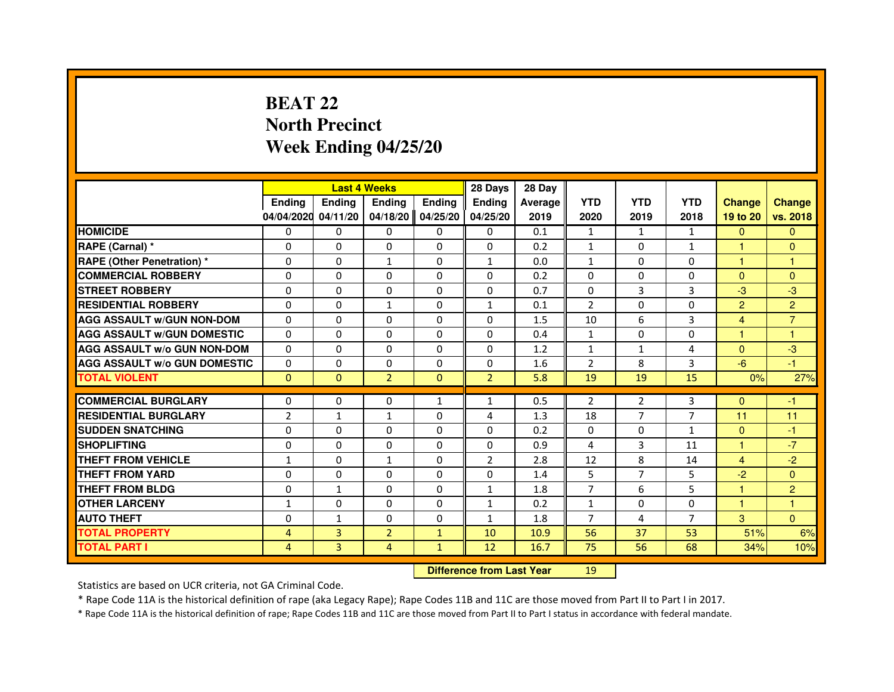# BEAT 22
## North Precinct
## Week Ending 04/25/20

| | Last 4 Weeks | | | | 28 Days | 28 Day | | | | | |
|---|---|---|---|---|---|---|---|---|---|---|---|
| | Ending 04/04/2020 | Ending 04/11/20 | Ending 04/18/20 | Ending 04/25/20 | Ending 04/25/20 | Average 2019 | YTD 2020 | YTD 2019 | YTD 2018 | Change 19 to 20 | Change vs. 2018 |
| HOMICIDE | 0 | 0 | 0 | 0 | 0 | 0.1 | 1 | 1 | 1 | 0 | 0 |
| RAPE (Carnal) * | 0 | 0 | 0 | 0 | 0 | 0.2 | 1 | 0 | 1 | 1 | 0 |
| RAPE (Other Penetration) * | 0 | 0 | 1 | 0 | 1 | 0.0 | 1 | 0 | 0 | 1 | 1 |
| COMMERCIAL ROBBERY | 0 | 0 | 0 | 0 | 0 | 0.2 | 0 | 0 | 0 | 0 | 0 |
| STREET ROBBERY | 0 | 0 | 0 | 0 | 0 | 0.7 | 0 | 3 | 3 | -3 | -3 |
| RESIDENTIAL ROBBERY | 0 | 0 | 1 | 0 | 1 | 0.1 | 2 | 0 | 0 | 2 | 2 |
| AGG ASSAULT w/GUN NON-DOM | 0 | 0 | 0 | 0 | 0 | 1.5 | 10 | 6 | 3 | 4 | 7 |
| AGG ASSAULT w/GUN DOMESTIC | 0 | 0 | 0 | 0 | 0 | 0.4 | 1 | 0 | 0 | 1 | 1 |
| AGG ASSAULT w/o GUN NON-DOM | 0 | 0 | 0 | 0 | 0 | 1.2 | 1 | 1 | 4 | 0 | -3 |
| AGG ASSAULT w/o GUN DOMESTIC | 0 | 0 | 0 | 0 | 0 | 1.6 | 2 | 8 | 3 | -6 | -1 |
| TOTAL VIOLENT | 0 | 0 | 2 | 0 | 2 | 5.8 | 19 | 19 | 15 | 0% | 27% |
| COMMERCIAL BURGLARY | 0 | 0 | 0 | 1 | 1 | 0.5 | 2 | 2 | 3 | 0 | -1 |
| RESIDENTIAL BURGLARY | 2 | 1 | 1 | 0 | 4 | 1.3 | 18 | 7 | 7 | 11 | 11 |
| SUDDEN SNATCHING | 0 | 0 | 0 | 0 | 0 | 0.2 | 0 | 0 | 1 | 0 | -1 |
| SHOPLIFTING | 0 | 0 | 0 | 0 | 0 | 0.9 | 4 | 3 | 11 | 1 | -7 |
| THEFT FROM VEHICLE | 1 | 0 | 1 | 0 | 2 | 2.8 | 12 | 8 | 14 | 4 | -2 |
| THEFT FROM YARD | 0 | 0 | 0 | 0 | 0 | 1.4 | 5 | 7 | 5 | -2 | 0 |
| THEFT FROM BLDG | 0 | 1 | 0 | 0 | 1 | 1.8 | 7 | 6 | 5 | 1 | 2 |
| OTHER LARCENY | 1 | 0 | 0 | 0 | 1 | 0.2 | 1 | 0 | 0 | 1 | 1 |
| AUTO THEFT | 0 | 1 | 0 | 0 | 1 | 1.8 | 7 | 4 | 7 | 3 | 0 |
| TOTAL PROPERTY | 4 | 3 | 2 | 1 | 10 | 10.9 | 56 | 37 | 53 | 51% | 6% |
| TOTAL PART I | 4 | 3 | 4 | 1 | 12 | 16.7 | 75 | 56 | 68 | 34% | 10% |

**Difference from Last Year** 19

Statistics are based on UCR criteria, not GA Criminal Code.

* Rape Code 11A is the historical definition of rape (aka Legacy Rape); Rape Codes 11B and 11C are those moved from Part II to Part I in 2017.

* Rape Code 11A is the historical definition of rape; Rape Codes 11B and 11C are those moved from Part II to Part I status in accordance with federal mandate.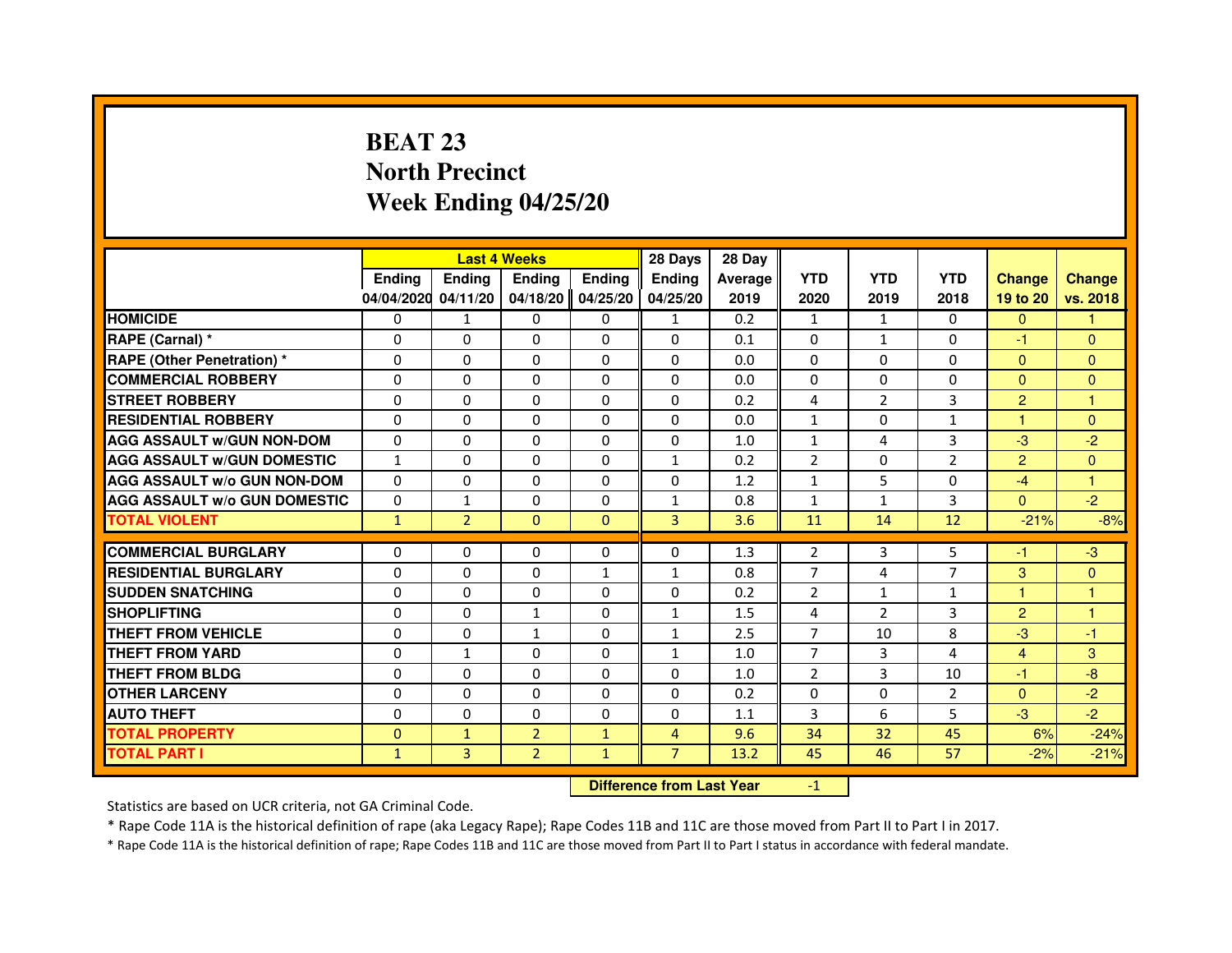# BEAT 23
## North Precinct
## Week Ending 04/25/20

| | Last 4 Weeks | | | | 28 Days | 28 Day | | | | | |
|---|---|---|---|---|---|---|---|---|---|---|---|
| | Ending 04/04/2020 | Ending 04/11/20 | Ending 04/18/20 | Ending 04/25/20 | Ending 04/25/20 | Average 2019 | YTD 2020 | YTD 2019 | YTD 2018 | Change 19 to 20 | Change vs. 2018 |
| HOMICIDE | 0 | 1 | 0 | 0 | 1 | 0.2 | 1 | 1 | 0 | 0 | 1 |
| RAPE (Carnal) * | 0 | 0 | 0 | 0 | 0 | 0.1 | 0 | 1 | 0 | -1 | 0 |
| RAPE (Other Penetration) * | 0 | 0 | 0 | 0 | 0 | 0.0 | 0 | 0 | 0 | 0 | 0 |
| COMMERCIAL ROBBERY | 0 | 0 | 0 | 0 | 0 | 0.0 | 0 | 0 | 0 | 0 | 0 |
| STREET ROBBERY | 0 | 0 | 0 | 0 | 0 | 0.2 | 4 | 2 | 3 | 2 | 1 |
| RESIDENTIAL ROBBERY | 0 | 0 | 0 | 0 | 0 | 0.0 | 1 | 0 | 1 | 1 | 0 |
| AGG ASSAULT w/GUN NON-DOM | 0 | 0 | 0 | 0 | 0 | 1.0 | 1 | 4 | 3 | -3 | -2 |
| AGG ASSAULT w/GUN DOMESTIC | 1 | 0 | 0 | 0 | 1 | 0.2 | 2 | 0 | 2 | 2 | 0 |
| AGG ASSAULT w/o GUN NON-DOM | 0 | 0 | 0 | 0 | 0 | 1.2 | 1 | 5 | 0 | -4 | 1 |
| AGG ASSAULT w/o GUN DOMESTIC | 0 | 1 | 0 | 0 | 1 | 0.8 | 1 | 1 | 3 | 0 | -2 |
| TOTAL VIOLENT | 1 | 2 | 0 | 0 | 3 | 3.6 | 11 | 14 | 12 | -21% | -8% |
| COMMERCIAL BURGLARY | 0 | 0 | 0 | 0 | 0 | 1.3 | 2 | 3 | 5 | -1 | -3 |
| RESIDENTIAL BURGLARY | 0 | 0 | 0 | 1 | 1 | 0.8 | 7 | 4 | 7 | 3 | 0 |
| SUDDEN SNATCHING | 0 | 0 | 0 | 0 | 0 | 0.2 | 2 | 1 | 1 | 1 | 1 |
| SHOPLIFTING | 0 | 0 | 1 | 0 | 1 | 1.5 | 4 | 2 | 3 | 2 | 1 |
| THEFT FROM VEHICLE | 0 | 0 | 1 | 0 | 1 | 2.5 | 7 | 10 | 8 | -3 | -1 |
| THEFT FROM YARD | 0 | 1 | 0 | 0 | 1 | 1.0 | 7 | 3 | 4 | 4 | 3 |
| THEFT FROM BLDG | 0 | 0 | 0 | 0 | 0 | 1.0 | 2 | 3 | 10 | -1 | -8 |
| OTHER LARCENY | 0 | 0 | 0 | 0 | 0 | 0.2 | 0 | 0 | 2 | 0 | -2 |
| AUTO THEFT | 0 | 0 | 0 | 0 | 0 | 1.1 | 3 | 6 | 5 | -3 | -2 |
| TOTAL PROPERTY | 0 | 1 | 2 | 1 | 4 | 9.6 | 34 | 32 | 45 | 6% | -24% |
| TOTAL PART I | 1 | 3 | 2 | 1 | 7 | 13.2 | 45 | 46 | 57 | -2% | -21% |

**Difference from Last Year** -1

Statistics are based on UCR criteria, not GA Criminal Code.

* Rape Code 11A is the historical definition of rape (aka Legacy Rape); Rape Codes 11B and 11C are those moved from Part II to Part I in 2017.

* Rape Code 11A is the historical definition of rape; Rape Codes 11B and 11C are those moved from Part II to Part I status in accordance with federal mandate.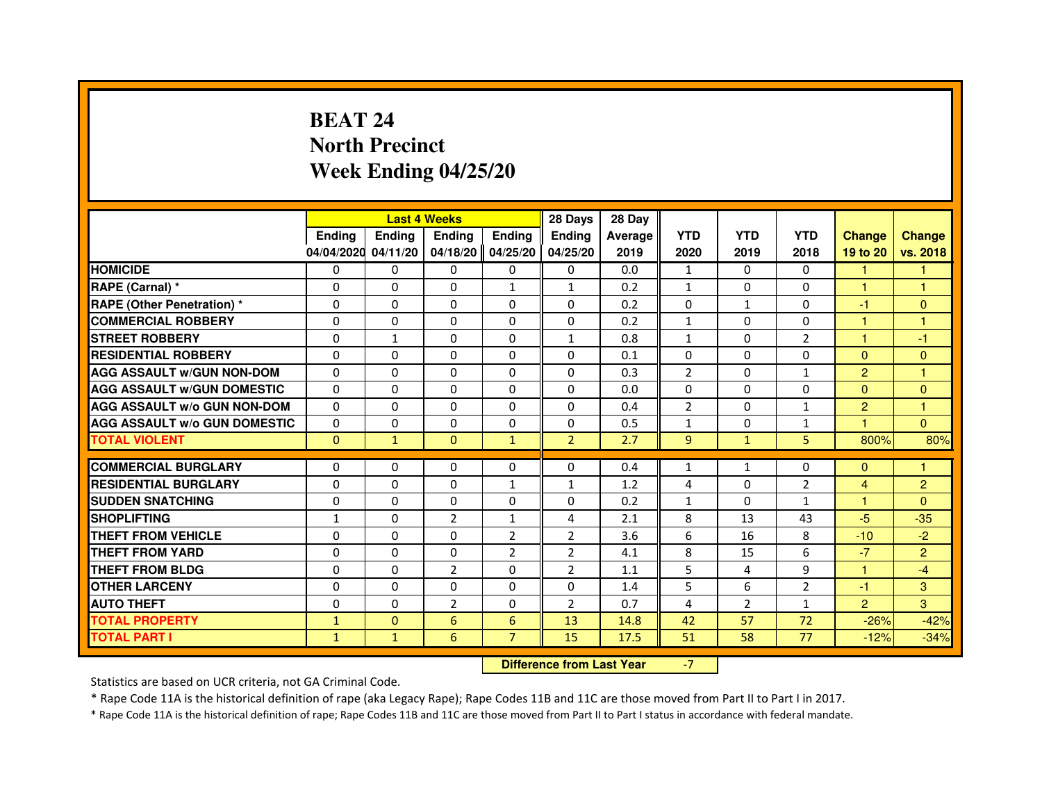# BEAT 24
# North Precinct
# Week Ending 04/25/20

| | Last 4 Weeks | | | | 28 Days | 28 Day | | | | | |
|---|---|---|---|---|---|---|---|---|---|---|---|
| | Ending 04/04/2020 | Ending 04/11/20 | Ending 04/18/20 | Ending 04/25/20 | Ending 04/25/20 | Average 2019 | YTD 2020 | YTD 2019 | YTD 2018 | Change 19 to 20 | Change vs. 2018 |
| HOMICIDE | 0 | 0 | 0 | 0 | 0 | 0.0 | 1 | 0 | 0 | 1 | 1 |
| RAPE (Carnal) * | 0 | 0 | 0 | 1 | 1 | 0.2 | 1 | 0 | 0 | 1 | 1 |
| RAPE (Other Penetration) * | 0 | 0 | 0 | 0 | 0 | 0.2 | 0 | 1 | 0 | -1 | 0 |
| COMMERCIAL ROBBERY | 0 | 0 | 0 | 0 | 0 | 0.2 | 1 | 0 | 0 | 1 | 1 |
| STREET ROBBERY | 0 | 1 | 0 | 0 | 1 | 0.8 | 1 | 0 | 2 | 1 | -1 |
| RESIDENTIAL ROBBERY | 0 | 0 | 0 | 0 | 0 | 0.1 | 0 | 0 | 0 | 0 | 0 |
| AGG ASSAULT w/GUN NON-DOM | 0 | 0 | 0 | 0 | 0 | 0.3 | 2 | 0 | 1 | 2 | 1 |
| AGG ASSAULT w/GUN DOMESTIC | 0 | 0 | 0 | 0 | 0 | 0.0 | 0 | 0 | 0 | 0 | 0 |
| AGG ASSAULT w/o GUN NON-DOM | 0 | 0 | 0 | 0 | 0 | 0.4 | 2 | 0 | 1 | 2 | 1 |
| AGG ASSAULT w/o GUN DOMESTIC | 0 | 0 | 0 | 0 | 0 | 0.5 | 1 | 0 | 1 | 1 | 0 |
| TOTAL VIOLENT | 0 | 1 | 0 | 1 | 2 | 2.7 | 9 | 1 | 5 | 800% | 80% |
| COMMERCIAL BURGLARY | 0 | 0 | 0 | 0 | 0 | 0.4 | 1 | 1 | 0 | 0 | 1 |
| RESIDENTIAL BURGLARY | 0 | 0 | 0 | 1 | 1 | 1.2 | 4 | 0 | 2 | 4 | 2 |
| SUDDEN SNATCHING | 0 | 0 | 0 | 0 | 0 | 0.2 | 1 | 0 | 1 | 1 | 0 |
| SHOPLIFTING | 1 | 0 | 2 | 1 | 4 | 2.1 | 8 | 13 | 43 | -5 | -35 |
| THEFT FROM VEHICLE | 0 | 0 | 0 | 2 | 2 | 3.6 | 6 | 16 | 8 | -10 | -2 |
| THEFT FROM YARD | 0 | 0 | 0 | 2 | 2 | 4.1 | 8 | 15 | 6 | -7 | 2 |
| THEFT FROM BLDG | 0 | 0 | 2 | 0 | 2 | 1.1 | 5 | 4 | 9 | 1 | -4 |
| OTHER LARCENY | 0 | 0 | 0 | 0 | 0 | 1.4 | 5 | 6 | 2 | -1 | 3 |
| AUTO THEFT | 0 | 0 | 2 | 0 | 2 | 0.7 | 4 | 2 | 1 | 2 | 3 |
| TOTAL PROPERTY | 1 | 0 | 6 | 6 | 13 | 14.8 | 42 | 57 | 72 | -26% | -42% |
| TOTAL PART I | 1 | 1 | 6 | 7 | 15 | 17.5 | 51 | 58 | 77 | -12% | -34% |

**Difference from Last Year** -7

Statistics are based on UCR criteria, not GA Criminal Code.

* Rape Code 11A is the historical definition of rape (aka Legacy Rape); Rape Codes 11B and 11C are those moved from Part II to Part I in 2017.

* Rape Code 11A is the historical definition of rape; Rape Codes 11B and 11C are those moved from Part II to Part I status in accordance with federal mandate.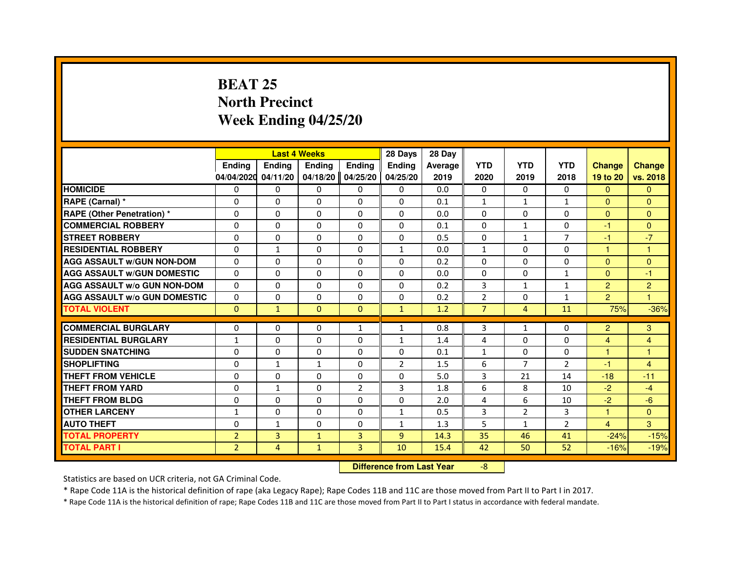# BEAT 25
## North Precinct
## Week Ending 04/25/20

| | Last 4 Weeks | | | | 28 Days | 28 Day | | | | | |
|---|---|---|---|---|---|---|---|---|---|---|---|
| | Ending 04/04/2020 | Ending 04/11/20 | Ending 04/18/20 | Ending 04/25/20 | Ending 04/25/20 | Average 2019 | YTD 2020 | YTD 2019 | YTD 2018 | Change 19 to 20 | Change vs. 2018 |
| HOMICIDE | 0 | 0 | 0 | 0 | 0 | 0.0 | 0 | 0 | 0 | 0 | 0 |
| RAPE (Carnal) * | 0 | 0 | 0 | 0 | 0 | 0.1 | 1 | 1 | 1 | 0 | 0 |
| RAPE (Other Penetration) * | 0 | 0 | 0 | 0 | 0 | 0.0 | 0 | 0 | 0 | 0 | 0 |
| COMMERCIAL ROBBERY | 0 | 0 | 0 | 0 | 0 | 0.1 | 0 | 1 | 0 | -1 | 0 |
| STREET ROBBERY | 0 | 0 | 0 | 0 | 0 | 0.5 | 0 | 1 | 7 | -1 | -7 |
| RESIDENTIAL ROBBERY | 0 | 1 | 0 | 0 | 1 | 0.0 | 1 | 0 | 0 | 1 | 1 |
| AGG ASSAULT w/GUN NON-DOM | 0 | 0 | 0 | 0 | 0 | 0.2 | 0 | 0 | 0 | 0 | 0 |
| AGG ASSAULT w/GUN DOMESTIC | 0 | 0 | 0 | 0 | 0 | 0.0 | 0 | 0 | 1 | 0 | -1 |
| AGG ASSAULT w/o GUN NON-DOM | 0 | 0 | 0 | 0 | 0 | 0.2 | 3 | 1 | 1 | 2 | 2 |
| AGG ASSAULT w/o GUN DOMESTIC | 0 | 0 | 0 | 0 | 0 | 0.2 | 2 | 0 | 1 | 2 | 1 |
| TOTAL VIOLENT | 0 | 1 | 0 | 0 | 1 | 1.2 | 7 | 4 | 11 | 75% | -36% |
| COMMERCIAL BURGLARY | 0 | 0 | 0 | 1 | 1 | 0.8 | 3 | 1 | 0 | 2 | 3 |
| RESIDENTIAL BURGLARY | 1 | 0 | 0 | 0 | 1 | 1.4 | 4 | 0 | 0 | 4 | 4 |
| SUDDEN SNATCHING | 0 | 0 | 0 | 0 | 0 | 0.1 | 1 | 0 | 0 | 1 | 1 |
| SHOPLIFTING | 0 | 1 | 1 | 0 | 2 | 1.5 | 6 | 7 | 2 | -1 | 4 |
| THEFT FROM VEHICLE | 0 | 0 | 0 | 0 | 0 | 5.0 | 3 | 21 | 14 | -18 | -11 |
| THEFT FROM YARD | 0 | 1 | 0 | 2 | 3 | 1.8 | 6 | 8 | 10 | -2 | -4 |
| THEFT FROM BLDG | 0 | 0 | 0 | 0 | 0 | 2.0 | 4 | 6 | 10 | -2 | -6 |
| OTHER LARCENY | 1 | 0 | 0 | 0 | 1 | 0.5 | 3 | 2 | 3 | 1 | 0 |
| AUTO THEFT | 0 | 1 | 0 | 0 | 1 | 1.3 | 5 | 1 | 2 | 4 | 3 |
| TOTAL PROPERTY | 2 | 3 | 1 | 3 | 9 | 14.3 | 35 | 46 | 41 | -24% | -15% |
| TOTAL PART I | 2 | 4 | 1 | 3 | 10 | 15.4 | 42 | 50 | 52 | -16% | -19% |

**Difference from Last Year** -8

Statistics are based on UCR criteria, not GA Criminal Code.

* Rape Code 11A is the historical definition of rape (aka Legacy Rape); Rape Codes 11B and 11C are those moved from Part II to Part I in 2017.

* Rape Code 11A is the historical definition of rape; Rape Codes 11B and 11C are those moved from Part II to Part I status in accordance with federal mandate.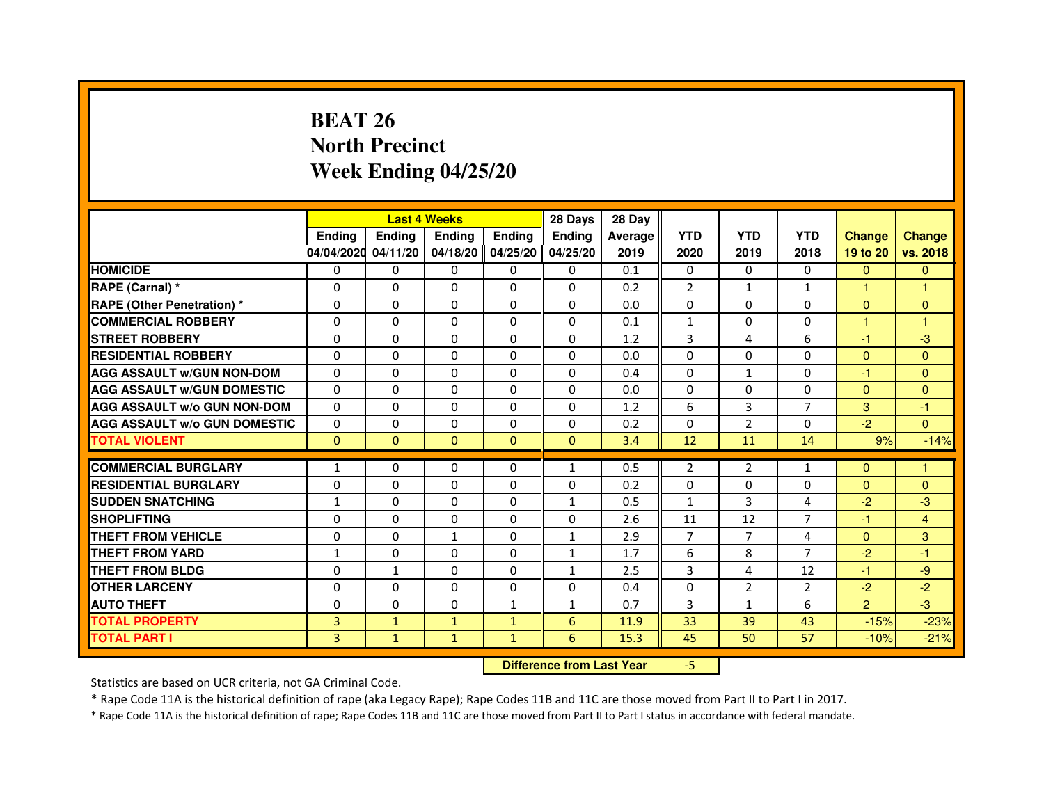# BEAT 26
# North Precinct
# Week Ending 04/25/20

| | Last 4 Weeks | | | | 28 Days | 28 Day | | | | | |
|---|---|---|---|---|---|---|---|---|---|---|---|
| | Ending 04/04/2020 | Ending 04/11/20 | Ending 04/18/20 | Ending 04/25/20 | Ending 04/25/20 | Average 2019 | YTD 2020 | YTD 2019 | YTD 2018 | Change 19 to 20 | Change vs. 2018 |
| HOMICIDE | 0 | 0 | 0 | 0 | 0 | 0.1 | 0 | 0 | 0 | 0 | 0 |
| RAPE (Carnal) * | 0 | 0 | 0 | 0 | 0 | 0.2 | 2 | 1 | 1 | 1 | 1 |
| RAPE (Other Penetration) * | 0 | 0 | 0 | 0 | 0 | 0.0 | 0 | 0 | 0 | 0 | 0 |
| COMMERCIAL ROBBERY | 0 | 0 | 0 | 0 | 0 | 0.1 | 1 | 0 | 0 | 1 | 1 |
| STREET ROBBERY | 0 | 0 | 0 | 0 | 0 | 1.2 | 3 | 4 | 6 | -1 | -3 |
| RESIDENTIAL ROBBERY | 0 | 0 | 0 | 0 | 0 | 0.0 | 0 | 0 | 0 | 0 | 0 |
| AGG ASSAULT w/GUN NON-DOM | 0 | 0 | 0 | 0 | 0 | 0.4 | 0 | 1 | 0 | -1 | 0 |
| AGG ASSAULT w/GUN DOMESTIC | 0 | 0 | 0 | 0 | 0 | 0.0 | 0 | 0 | 0 | 0 | 0 |
| AGG ASSAULT w/o GUN NON-DOM | 0 | 0 | 0 | 0 | 0 | 1.2 | 6 | 3 | 7 | 3 | -1 |
| AGG ASSAULT w/o GUN DOMESTIC | 0 | 0 | 0 | 0 | 0 | 0.2 | 0 | 2 | 0 | -2 | 0 |
| TOTAL VIOLENT | 0 | 0 | 0 | 0 | 0 | 3.4 | 12 | 11 | 14 | 9% | -14% |
| COMMERCIAL BURGLARY | 1 | 0 | 0 | 0 | 1 | 0.5 | 2 | 2 | 1 | 0 | 1 |
| RESIDENTIAL BURGLARY | 0 | 0 | 0 | 0 | 0 | 0.2 | 0 | 0 | 0 | 0 | 0 |
| SUDDEN SNATCHING | 1 | 0 | 0 | 0 | 1 | 0.5 | 1 | 3 | 4 | -2 | -3 |
| SHOPLIFTING | 0 | 0 | 0 | 0 | 0 | 2.6 | 11 | 12 | 7 | -1 | 4 |
| THEFT FROM VEHICLE | 0 | 0 | 1 | 0 | 1 | 2.9 | 7 | 7 | 4 | 0 | 3 |
| THEFT FROM YARD | 1 | 0 | 0 | 0 | 1 | 1.7 | 6 | 8 | 7 | -2 | -1 |
| THEFT FROM BLDG | 0 | 1 | 0 | 0 | 1 | 2.5 | 3 | 4 | 12 | -1 | -9 |
| OTHER LARCENY | 0 | 0 | 0 | 0 | 0 | 0.4 | 0 | 2 | 2 | -2 | -2 |
| AUTO THEFT | 0 | 0 | 0 | 1 | 1 | 0.7 | 3 | 1 | 6 | 2 | -3 |
| TOTAL PROPERTY | 3 | 1 | 1 | 1 | 6 | 11.9 | 33 | 39 | 43 | -15% | -23% |
| TOTAL PART I | 3 | 1 | 1 | 1 | 6 | 15.3 | 45 | 50 | 57 | -10% | -21% |

**Difference from Last Year** -5

Statistics are based on UCR criteria, not GA Criminal Code.

* Rape Code 11A is the historical definition of rape (aka Legacy Rape); Rape Codes 11B and 11C are those moved from Part II to Part I in 2017.

* Rape Code 11A is the historical definition of rape; Rape Codes 11B and 11C are those moved from Part II to Part I status in accordance with federal mandate.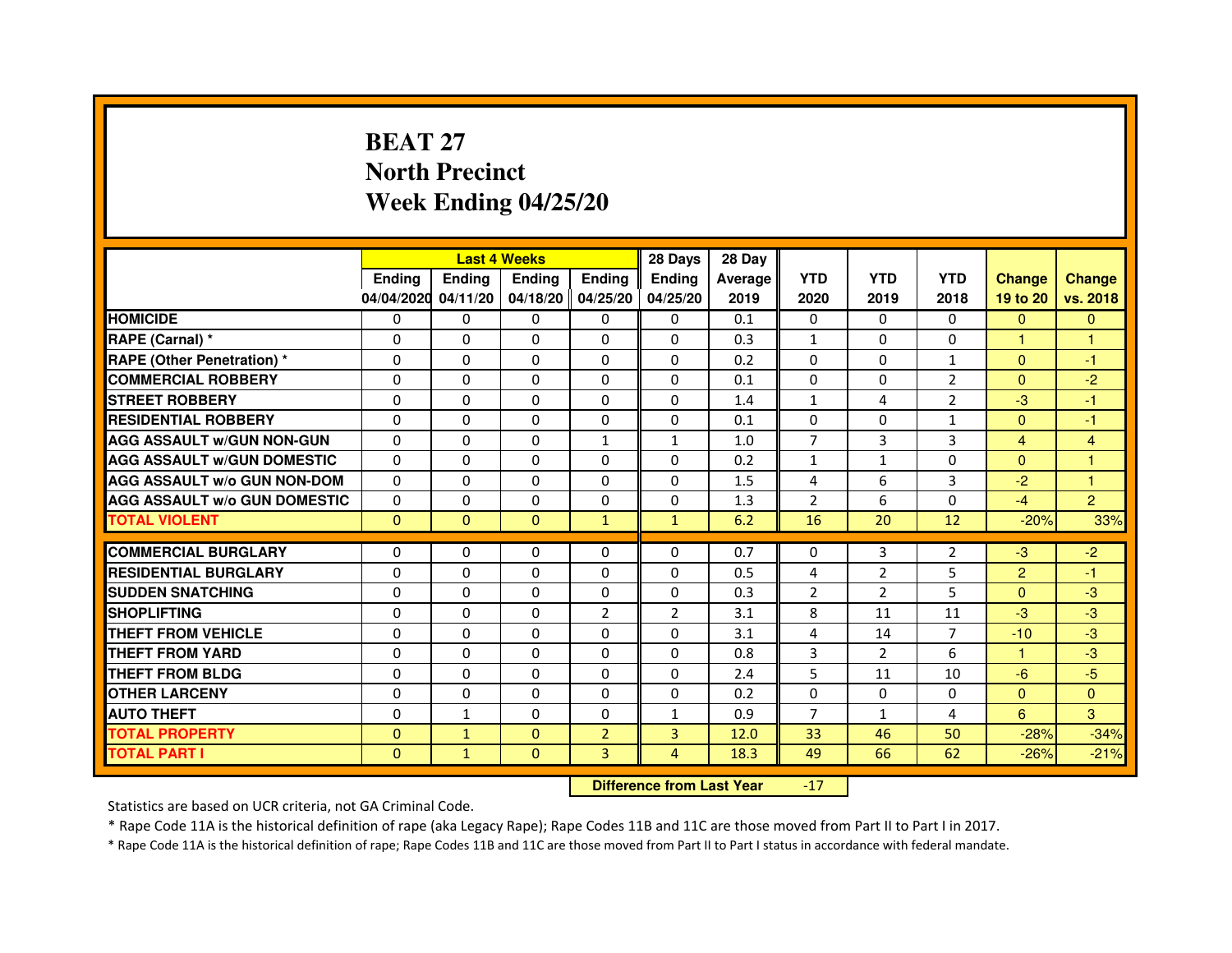# BEAT 27
## North Precinct
## Week Ending 04/25/20

| | Last 4 Weeks | | | | 28 Days | 28 Day | | | | | |
|---|---|---|---|---|---|---|---|---|---|---|---|
| | Ending 04/04/2020 | Ending 04/11/20 | Ending 04/18/20 | Ending 04/25/20 | Ending 04/25/20 | Average 2019 | YTD 2020 | YTD 2019 | YTD 2018 | Change 19 to 20 | Change vs. 2018 |
| HOMICIDE | 0 | 0 | 0 | 0 | 0 | 0.1 | 0 | 0 | 0 | 0 | 0 |
| RAPE (Carnal) * | 0 | 0 | 0 | 0 | 0 | 0.3 | 1 | 0 | 0 | 1 | 1 |
| RAPE (Other Penetration) * | 0 | 0 | 0 | 0 | 0 | 0.2 | 0 | 0 | 1 | 0 | -1 |
| COMMERCIAL ROBBERY | 0 | 0 | 0 | 0 | 0 | 0.1 | 0 | 0 | 2 | 0 | -2 |
| STREET ROBBERY | 0 | 0 | 0 | 0 | 0 | 1.4 | 1 | 4 | 2 | -3 | -1 |
| RESIDENTIAL ROBBERY | 0 | 0 | 0 | 0 | 0 | 0.1 | 0 | 0 | 1 | 0 | -1 |
| AGG ASSAULT w/GUN NON-GUN | 0 | 0 | 0 | 1 | 1 | 1.0 | 7 | 3 | 3 | 4 | 4 |
| AGG ASSAULT w/GUN DOMESTIC | 0 | 0 | 0 | 0 | 0 | 0.2 | 1 | 1 | 0 | 0 | 1 |
| AGG ASSAULT w/o GUN NON-DOM | 0 | 0 | 0 | 0 | 0 | 1.5 | 4 | 6 | 3 | -2 | 1 |
| AGG ASSAULT w/o GUN DOMESTIC | 0 | 0 | 0 | 0 | 0 | 1.3 | 2 | 6 | 0 | -4 | 2 |
| TOTAL VIOLENT | 0 | 0 | 0 | 1 | 1 | 6.2 | 16 | 20 | 12 | -20% | 33% |
| COMMERCIAL BURGLARY | 0 | 0 | 0 | 0 | 0 | 0.7 | 0 | 3 | 2 | -3 | -2 |
| RESIDENTIAL BURGLARY | 0 | 0 | 0 | 0 | 0 | 0.5 | 4 | 2 | 5 | 2 | -1 |
| SUDDEN SNATCHING | 0 | 0 | 0 | 0 | 0 | 0.3 | 2 | 2 | 5 | 0 | -3 |
| SHOPLIFTING | 0 | 0 | 0 | 2 | 2 | 3.1 | 8 | 11 | 11 | -3 | -3 |
| THEFT FROM VEHICLE | 0 | 0 | 0 | 0 | 0 | 3.1 | 4 | 14 | 7 | -10 | -3 |
| THEFT FROM YARD | 0 | 0 | 0 | 0 | 0 | 0.8 | 3 | 2 | 6 | 1 | -3 |
| THEFT FROM BLDG | 0 | 0 | 0 | 0 | 0 | 2.4 | 5 | 11 | 10 | -6 | -5 |
| OTHER LARCENY | 0 | 0 | 0 | 0 | 0 | 0.2 | 0 | 0 | 0 | 0 | 0 |
| AUTO THEFT | 0 | 1 | 0 | 0 | 1 | 0.9 | 7 | 1 | 4 | 6 | 3 |
| TOTAL PROPERTY | 0 | 1 | 0 | 2 | 3 | 12.0 | 33 | 46 | 50 | -28% | -34% |
| TOTAL PART I | 0 | 1 | 0 | 3 | 4 | 18.3 | 49 | 66 | 62 | -26% | -21% |

**Difference from Last Year** -17

Statistics are based on UCR criteria, not GA Criminal Code.

* Rape Code 11A is the historical definition of rape (aka Legacy Rape); Rape Codes 11B and 11C are those moved from Part II to Part I in 2017.

* Rape Code 11A is the historical definition of rape; Rape Codes 11B and 11C are those moved from Part II to Part I status in accordance with federal mandate.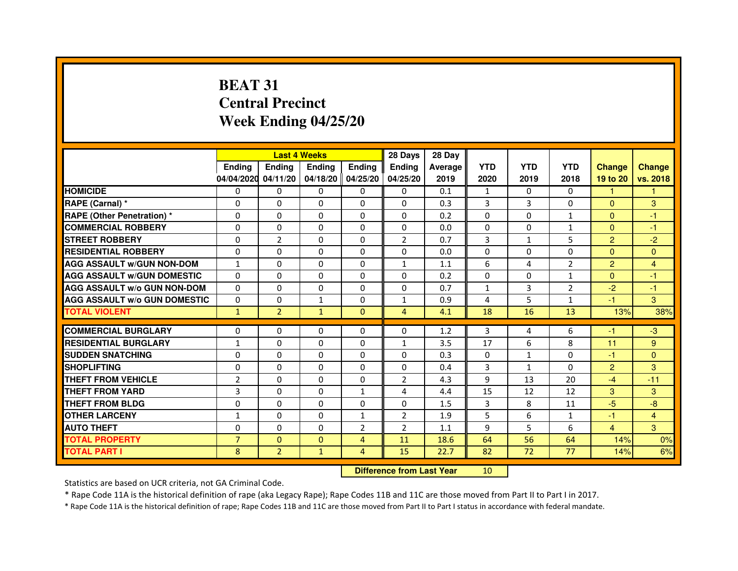# BEAT 31
# Central Precinct
# Week Ending 04/25/20

| | Last 4 Weeks | | | | 28 Days | 28 Day | | | | | |
|---|---|---|---|---|---|---|---|---|---|---|---|
| | Ending 04/04/2020 | Ending 04/11/20 | Ending 04/18/20 | Ending 04/25/20 | Ending 04/25/20 | Average 2019 | YTD 2020 | YTD 2019 | YTD 2018 | Change 19 to 20 | Change vs. 2018 |
| HOMICIDE | 0 | 0 | 0 | 0 | 0 | 0.1 | 1 | 0 | 0 | 1 | 1 |
| RAPE (Carnal) * | 0 | 0 | 0 | 0 | 0 | 0.3 | 3 | 3 | 0 | 0 | 3 |
| RAPE (Other Penetration) * | 0 | 0 | 0 | 0 | 0 | 0.2 | 0 | 0 | 1 | 0 | -1 |
| COMMERCIAL ROBBERY | 0 | 0 | 0 | 0 | 0 | 0.0 | 0 | 0 | 1 | 0 | -1 |
| STREET ROBBERY | 0 | 2 | 0 | 0 | 2 | 0.7 | 3 | 1 | 5 | 2 | -2 |
| RESIDENTIAL ROBBERY | 0 | 0 | 0 | 0 | 0 | 0.0 | 0 | 0 | 0 | 0 | 0 |
| AGG ASSAULT w/GUN NON-DOM | 1 | 0 | 0 | 0 | 1 | 1.1 | 6 | 4 | 2 | 2 | 4 |
| AGG ASSAULT w/GUN DOMESTIC | 0 | 0 | 0 | 0 | 0 | 0.2 | 0 | 0 | 1 | 0 | -1 |
| AGG ASSAULT w/o GUN NON-DOM | 0 | 0 | 0 | 0 | 0 | 0.7 | 1 | 3 | 2 | -2 | -1 |
| AGG ASSAULT w/o GUN DOMESTIC | 0 | 0 | 1 | 0 | 1 | 0.9 | 4 | 5 | 1 | -1 | 3 |
| TOTAL VIOLENT | 1 | 2 | 1 | 0 | 4 | 4.1 | 18 | 16 | 13 | 13% | 38% |
| COMMERCIAL BURGLARY | 0 | 0 | 0 | 0 | 0 | 1.2 | 3 | 4 | 6 | -1 | -3 |
| RESIDENTIAL BURGLARY | 1 | 0 | 0 | 0 | 1 | 3.5 | 17 | 6 | 8 | 11 | 9 |
| SUDDEN SNATCHING | 0 | 0 | 0 | 0 | 0 | 0.3 | 0 | 1 | 0 | -1 | 0 |
| SHOPLIFTING | 0 | 0 | 0 | 0 | 0 | 0.4 | 3 | 1 | 0 | 2 | 3 |
| THEFT FROM VEHICLE | 2 | 0 | 0 | 0 | 2 | 4.3 | 9 | 13 | 20 | -4 | -11 |
| THEFT FROM YARD | 3 | 0 | 0 | 1 | 4 | 4.4 | 15 | 12 | 12 | 3 | 3 |
| THEFT FROM BLDG | 0 | 0 | 0 | 0 | 0 | 1.5 | 3 | 8 | 11 | -5 | -8 |
| OTHER LARCENY | 1 | 0 | 0 | 1 | 2 | 1.9 | 5 | 6 | 1 | -1 | 4 |
| AUTO THEFT | 0 | 0 | 0 | 2 | 2 | 1.1 | 9 | 5 | 6 | 4 | 3 |
| TOTAL PROPERTY | 7 | 0 | 0 | 4 | 11 | 18.6 | 64 | 56 | 64 | 14% | 0% |
| TOTAL PART I | 8 | 2 | 1 | 4 | 15 | 22.7 | 82 | 72 | 77 | 14% | 6% |

**Difference from Last Year** 10

Statistics are based on UCR criteria, not GA Criminal Code.

* Rape Code 11A is the historical definition of rape (aka Legacy Rape); Rape Codes 11B and 11C are those moved from Part II to Part I in 2017.

* Rape Code 11A is the historical definition of rape; Rape Codes 11B and 11C are those moved from Part II to Part I status in accordance with federal mandate.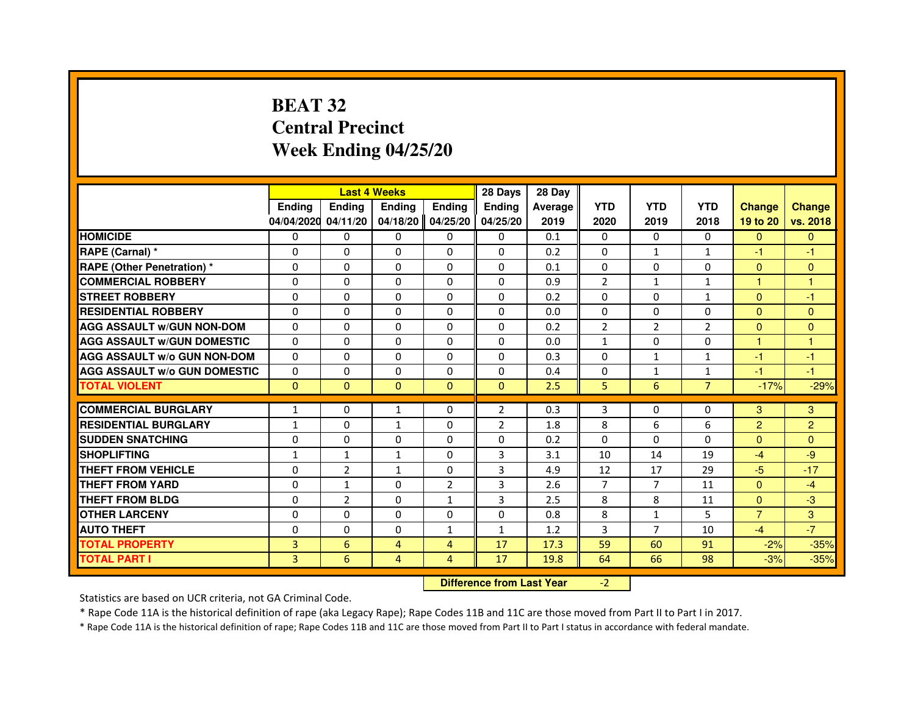# BEAT 32
# Central Precinct
# Week Ending 04/25/20

| | Last 4 Weeks | | | | 28 Days | 28 Day | | | | | |
|---|---|---|---|---|---|---|---|---|---|---|---|
| | Ending 04/04/2020 | Ending 04/11/20 | Ending 04/18/20 | Ending 04/25/20 | Ending 04/25/20 | Average 2019 | YTD 2020 | YTD 2019 | YTD 2018 | Change 19 to 20 | Change vs. 2018 |
| HOMICIDE | 0 | 0 | 0 | 0 | 0 | 0.1 | 0 | 0 | 0 | 0 | 0 |
| RAPE (Carnal) * | 0 | 0 | 0 | 0 | 0 | 0.2 | 0 | 1 | 1 | -1 | -1 |
| RAPE (Other Penetration) * | 0 | 0 | 0 | 0 | 0 | 0.1 | 0 | 0 | 0 | 0 | 0 |
| COMMERCIAL ROBBERY | 0 | 0 | 0 | 0 | 0 | 0.9 | 2 | 1 | 1 | 1 | 1 |
| STREET ROBBERY | 0 | 0 | 0 | 0 | 0 | 0.2 | 0 | 0 | 1 | 0 | -1 |
| RESIDENTIAL ROBBERY | 0 | 0 | 0 | 0 | 0 | 0.0 | 0 | 0 | 0 | 0 | 0 |
| AGG ASSAULT w/GUN NON-DOM | 0 | 0 | 0 | 0 | 0 | 0.2 | 2 | 2 | 2 | 0 | 0 |
| AGG ASSAULT w/GUN DOMESTIC | 0 | 0 | 0 | 0 | 0 | 0.0 | 1 | 0 | 0 | 1 | 1 |
| AGG ASSAULT w/o GUN NON-DOM | 0 | 0 | 0 | 0 | 0 | 0.3 | 0 | 1 | 1 | -1 | -1 |
| AGG ASSAULT w/o GUN DOMESTIC | 0 | 0 | 0 | 0 | 0 | 0.4 | 0 | 1 | 1 | -1 | -1 |
| TOTAL VIOLENT | 0 | 0 | 0 | 0 | 0 | 2.5 | 5 | 6 | 7 | -17% | -29% |
| COMMERCIAL BURGLARY | 1 | 0 | 1 | 0 | 2 | 0.3 | 3 | 0 | 0 | 3 | 3 |
| RESIDENTIAL BURGLARY | 1 | 0 | 1 | 0 | 2 | 1.8 | 8 | 6 | 6 | 2 | 2 |
| SUDDEN SNATCHING | 0 | 0 | 0 | 0 | 0 | 0.2 | 0 | 0 | 0 | 0 | 0 |
| SHOPLIFTING | 1 | 1 | 1 | 0 | 3 | 3.1 | 10 | 14 | 19 | -4 | -9 |
| THEFT FROM VEHICLE | 0 | 2 | 1 | 0 | 3 | 4.9 | 12 | 17 | 29 | -5 | -17 |
| THEFT FROM YARD | 0 | 1 | 0 | 2 | 3 | 2.6 | 7 | 7 | 11 | 0 | -4 |
| THEFT FROM BLDG | 0 | 2 | 0 | 1 | 3 | 2.5 | 8 | 8 | 11 | 0 | -3 |
| OTHER LARCENY | 0 | 0 | 0 | 0 | 0 | 0.8 | 8 | 1 | 5 | 7 | 3 |
| AUTO THEFT | 0 | 0 | 0 | 1 | 1 | 1.2 | 3 | 7 | 10 | -4 | -7 |
| TOTAL PROPERTY | 3 | 6 | 4 | 4 | 17 | 17.3 | 59 | 60 | 91 | -2% | -35% |
| TOTAL PART I | 3 | 6 | 4 | 4 | 17 | 19.8 | 64 | 66 | 98 | -3% | -35% |

**Difference from Last Year** -2

Statistics are based on UCR criteria, not GA Criminal Code.

* Rape Code 11A is the historical definition of rape (aka Legacy Rape); Rape Codes 11B and 11C are those moved from Part II to Part I in 2017.

* Rape Code 11A is the historical definition of rape; Rape Codes 11B and 11C are those moved from Part II to Part I status in accordance with federal mandate.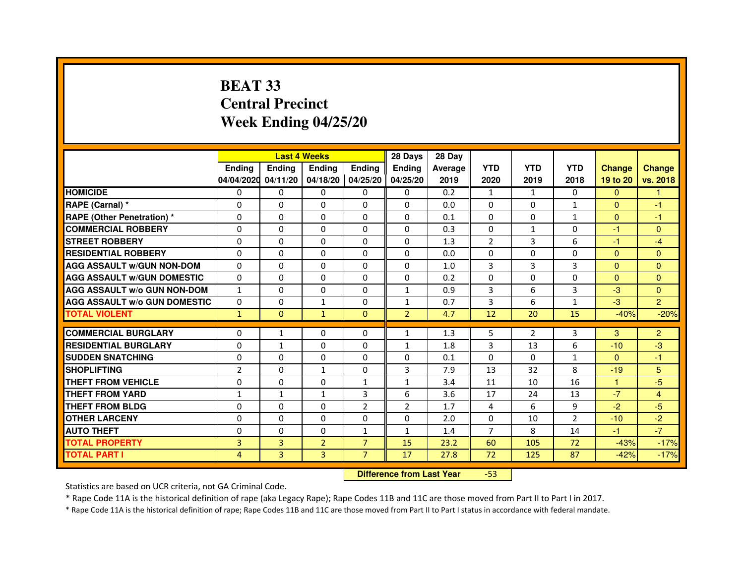# BEAT 33
# Central Precinct
# Week Ending 04/25/20

| | Last 4 Weeks | | | | 28 Days | 28 Day | | | | | |
|---|---|---|---|---|---|---|---|---|---|---|---|
| | Ending 04/04/2020 | Ending 04/11/20 | Ending 04/18/20 | Ending 04/25/20 | Ending 04/25/20 | Average 2019 | YTD 2020 | YTD 2019 | YTD 2018 | Change 19 to 20 | Change vs. 2018 |
| **HOMICIDE** | 0 | 0 | 0 | 0 | 0 | 0.2 | 1 | 1 | 0 | 0 | 1 |
| **RAPE (Carnal) *** | 0 | 0 | 0 | 0 | 0 | 0.0 | 0 | 0 | 1 | 0 | -1 |
| **RAPE (Other Penetration) *** | 0 | 0 | 0 | 0 | 0 | 0.1 | 0 | 0 | 1 | 0 | -1 |
| **COMMERCIAL ROBBERY** | 0 | 0 | 0 | 0 | 0 | 0.3 | 0 | 1 | 0 | -1 | 0 |
| **STREET ROBBERY** | 0 | 0 | 0 | 0 | 0 | 1.3 | 2 | 3 | 6 | -1 | -4 |
| **RESIDENTIAL ROBBERY** | 0 | 0 | 0 | 0 | 0 | 0.0 | 0 | 0 | 0 | 0 | 0 |
| **AGG ASSAULT w/GUN NON-DOM** | 0 | 0 | 0 | 0 | 0 | 1.0 | 3 | 3 | 3 | 0 | 0 |
| **AGG ASSAULT w/GUN DOMESTIC** | 0 | 0 | 0 | 0 | 0 | 0.2 | 0 | 0 | 0 | 0 | 0 |
| **AGG ASSAULT w/o GUN NON-DOM** | 1 | 0 | 0 | 0 | 1 | 0.9 | 3 | 6 | 3 | -3 | 0 |
| **AGG ASSAULT w/o GUN DOMESTIC** | 0 | 0 | 1 | 0 | 1 | 0.7 | 3 | 6 | 1 | -3 | 2 |
| **TOTAL VIOLENT** | 1 | 0 | 1 | 0 | 2 | 4.7 | 12 | 20 | 15 | -40% | -20% |
| **COMMERCIAL BURGLARY** | 0 | 1 | 0 | 0 | 1 | 1.3 | 5 | 2 | 3 | 3 | 2 |
| **RESIDENTIAL BURGLARY** | 0 | 1 | 0 | 0 | 1 | 1.8 | 3 | 13 | 6 | -10 | -3 |
| **SUDDEN SNATCHING** | 0 | 0 | 0 | 0 | 0 | 0.1 | 0 | 0 | 1 | 0 | -1 |
| **SHOPLIFTING** | 2 | 0 | 1 | 0 | 3 | 7.9 | 13 | 32 | 8 | -19 | 5 |
| **THEFT FROM VEHICLE** | 0 | 0 | 0 | 1 | 1 | 3.4 | 11 | 10 | 16 | 1 | -5 |
| **THEFT FROM YARD** | 1 | 1 | 1 | 3 | 6 | 3.6 | 17 | 24 | 13 | -7 | 4 |
| **THEFT FROM BLDG** | 0 | 0 | 0 | 2 | 2 | 1.7 | 4 | 6 | 9 | -2 | -5 |
| **OTHER LARCENY** | 0 | 0 | 0 | 0 | 0 | 2.0 | 0 | 10 | 2 | -10 | -2 |
| **AUTO THEFT** | 0 | 0 | 0 | 1 | 1 | 1.4 | 7 | 8 | 14 | -1 | -7 |
| **TOTAL PROPERTY** | 3 | 3 | 2 | 7 | 15 | 23.2 | 60 | 105 | 72 | -43% | -17% |
| **TOTAL PART I** | 4 | 3 | 3 | 7 | 17 | 27.8 | 72 | 125 | 87 | -42% | -17% |

| **Difference from Last Year** | -53 |
|---|---|

Statistics are based on UCR criteria, not GA Criminal Code.

* Rape Code 11A is the historical definition of rape (aka Legacy Rape); Rape Codes 11B and 11C are those moved from Part II to Part I in 2017.

* Rape Code 11A is the historical definition of rape; Rape Codes 11B and 11C are those moved from Part II to Part I status in accordance with federal mandate.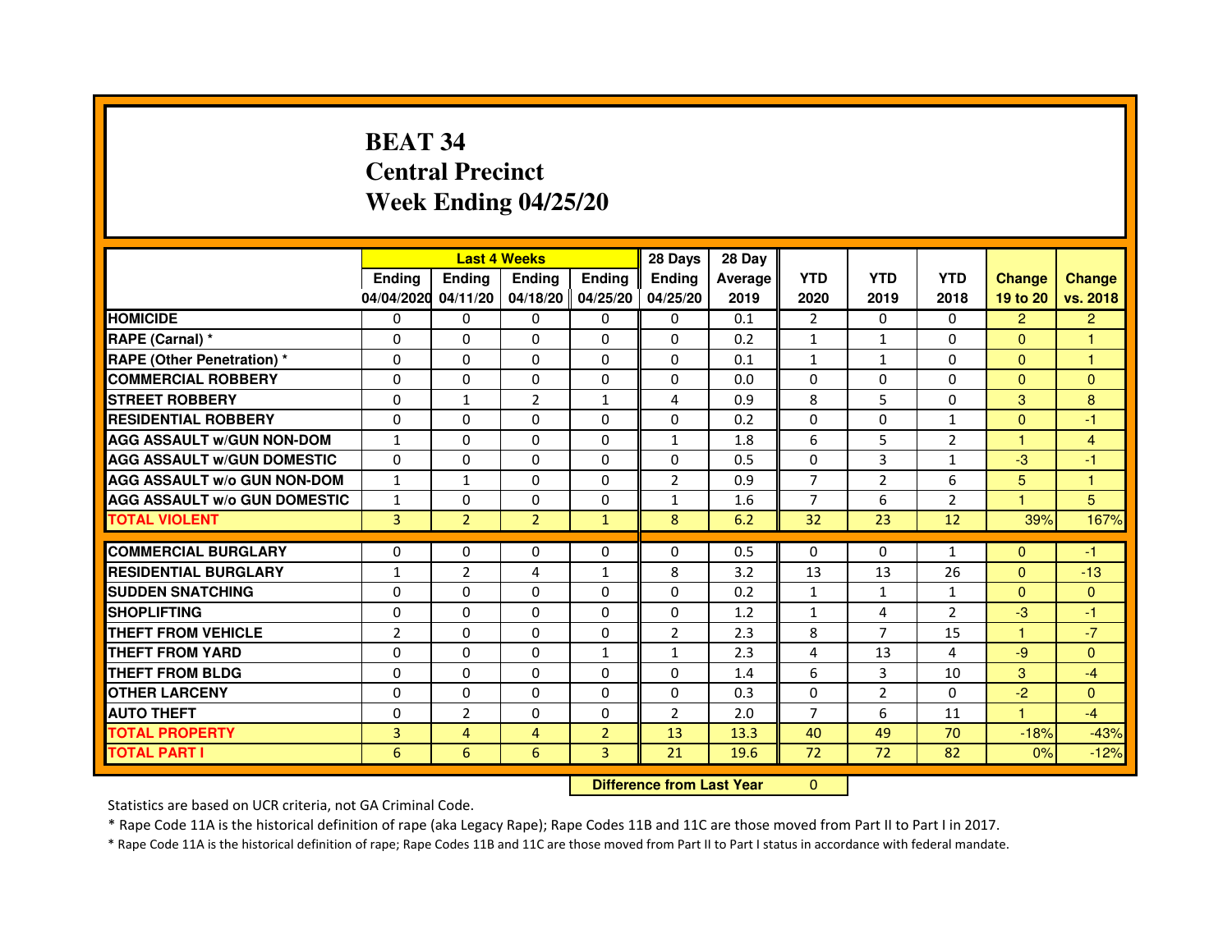# BEAT 34
# Central Precinct
# Week Ending 04/25/20

| | Last 4 Weeks | | | | 28 Days | 28 Day | | | | | |
|---|---|---|---|---|---|---|---|---|---|---|---|
| | Ending 04/04/2020 | Ending 04/11/20 | Ending 04/18/20 | Ending 04/25/20 | Ending 04/25/20 | Average 2019 | YTD 2020 | YTD 2019 | YTD 2018 | Change 19 to 20 | Change vs. 2018 |
| **HOMICIDE** | 0 | 0 | 0 | 0 | 0 | 0.1 | 2 | 0 | 0 | 2 | 2 |
| **RAPE (Carnal) *** | 0 | 0 | 0 | 0 | 0 | 0.2 | 1 | 1 | 0 | 0 | 1 |
| **RAPE (Other Penetration) *** | 0 | 0 | 0 | 0 | 0 | 0.1 | 1 | 1 | 0 | 0 | 1 |
| **COMMERCIAL ROBBERY** | 0 | 0 | 0 | 0 | 0 | 0.0 | 0 | 0 | 0 | 0 | 0 |
| **STREET ROBBERY** | 0 | 1 | 2 | 1 | 4 | 0.9 | 8 | 5 | 0 | 3 | 8 |
| **RESIDENTIAL ROBBERY** | 0 | 0 | 0 | 0 | 0 | 0.2 | 0 | 0 | 1 | 0 | -1 |
| **AGG ASSAULT w/GUN NON-DOM** | 1 | 0 | 0 | 0 | 1 | 1.8 | 6 | 5 | 2 | 1 | 4 |
| **AGG ASSAULT w/GUN DOMESTIC** | 0 | 0 | 0 | 0 | 0 | 0.5 | 0 | 3 | 1 | -3 | -1 |
| **AGG ASSAULT w/o GUN NON-DOM** | 1 | 1 | 0 | 0 | 2 | 0.9 | 7 | 2 | 6 | 5 | 1 |
| **AGG ASSAULT w/o GUN DOMESTIC** | 1 | 0 | 0 | 0 | 1 | 1.6 | 7 | 6 | 2 | 1 | 5 |
| **TOTAL VIOLENT** | 3 | 2 | 2 | 1 | 8 | 6.2 | 32 | 23 | 12 | 39% | 167% |
| **COMMERCIAL BURGLARY** | 0 | 0 | 0 | 0 | 0 | 0.5 | 0 | 0 | 1 | 0 | -1 |
| **RESIDENTIAL BURGLARY** | 1 | 2 | 4 | 1 | 8 | 3.2 | 13 | 13 | 26 | 0 | -13 |
| **SUDDEN SNATCHING** | 0 | 0 | 0 | 0 | 0 | 0.2 | 1 | 1 | 1 | 0 | 0 |
| **SHOPLIFTING** | 0 | 0 | 0 | 0 | 0 | 1.2 | 1 | 4 | 2 | -3 | -1 |
| **THEFT FROM VEHICLE** | 2 | 0 | 0 | 0 | 2 | 2.3 | 8 | 7 | 15 | 1 | -7 |
| **THEFT FROM YARD** | 0 | 0 | 0 | 1 | 1 | 2.3 | 4 | 13 | 4 | -9 | 0 |
| **THEFT FROM BLDG** | 0 | 0 | 0 | 0 | 0 | 1.4 | 6 | 3 | 10 | 3 | -4 |
| **OTHER LARCENY** | 0 | 0 | 0 | 0 | 0 | 0.3 | 0 | 2 | 0 | -2 | 0 |
| **AUTO THEFT** | 0 | 2 | 0 | 0 | 2 | 2.0 | 7 | 6 | 11 | 1 | -4 |
| **TOTAL PROPERTY** | 3 | 4 | 4 | 2 | 13 | 13.3 | 40 | 49 | 70 | -18% | -43% |
| **TOTAL PART I** | 6 | 6 | 6 | 3 | 21 | 19.6 | 72 | 72 | 82 | 0% | -12% |

**Difference from Last Year** 0

Statistics are based on UCR criteria, not GA Criminal Code.

* Rape Code 11A is the historical definition of rape (aka Legacy Rape); Rape Codes 11B and 11C are those moved from Part II to Part I in 2017.

* Rape Code 11A is the historical definition of rape; Rape Codes 11B and 11C are those moved from Part II to Part I status in accordance with federal mandate.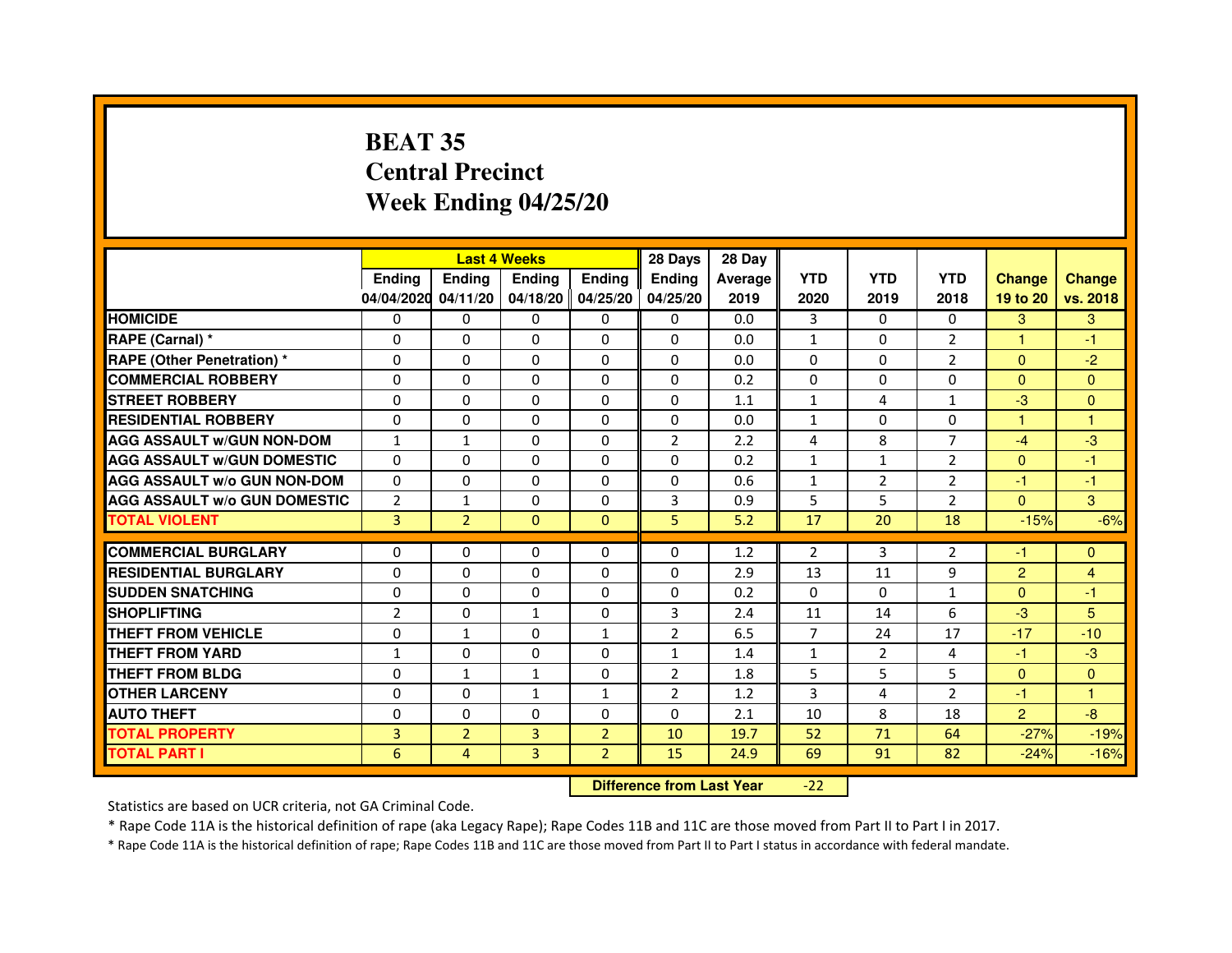# BEAT 35
# Central Precinct
# Week Ending 04/25/20

| | Last 4 Weeks | | | | 28 Days | 28 Day | | | | | |
|---|---|---|---|---|---|---|---|---|---|---|---|
| | Ending 04/04/2020 | Ending 04/11/20 | Ending 04/18/20 | Ending 04/25/20 | Ending 04/25/20 | Average 2019 | YTD 2020 | YTD 2019 | YTD 2018 | Change 19 to 20 | Change vs. 2018 |
| HOMICIDE | 0 | 0 | 0 | 0 | 0 | 0.0 | 3 | 0 | 0 | 3 | 3 |
| RAPE (Carnal) * | 0 | 0 | 0 | 0 | 0 | 0.0 | 1 | 0 | 2 | 1 | -1 |
| RAPE (Other Penetration) * | 0 | 0 | 0 | 0 | 0 | 0.0 | 0 | 0 | 2 | 0 | -2 |
| COMMERCIAL ROBBERY | 0 | 0 | 0 | 0 | 0 | 0.2 | 0 | 0 | 0 | 0 | 0 |
| STREET ROBBERY | 0 | 0 | 0 | 0 | 0 | 1.1 | 1 | 4 | 1 | -3 | 0 |
| RESIDENTIAL ROBBERY | 0 | 0 | 0 | 0 | 0 | 0.0 | 1 | 0 | 0 | 1 | 1 |
| AGG ASSAULT w/GUN NON-DOM | 1 | 1 | 0 | 0 | 2 | 2.2 | 4 | 8 | 7 | -4 | -3 |
| AGG ASSAULT w/GUN DOMESTIC | 0 | 0 | 0 | 0 | 0 | 0.2 | 1 | 1 | 2 | 0 | -1 |
| AGG ASSAULT w/o GUN NON-DOM | 0 | 0 | 0 | 0 | 0 | 0.6 | 1 | 2 | 2 | -1 | -1 |
| AGG ASSAULT w/o GUN DOMESTIC | 2 | 1 | 0 | 0 | 3 | 0.9 | 5 | 5 | 2 | 0 | 3 |
| TOTAL VIOLENT | 3 | 2 | 0 | 0 | 5 | 5.2 | 17 | 20 | 18 | -15% | -6% |
| COMMERCIAL BURGLARY | 0 | 0 | 0 | 0 | 0 | 1.2 | 2 | 3 | 2 | -1 | 0 |
| RESIDENTIAL BURGLARY | 0 | 0 | 0 | 0 | 0 | 2.9 | 13 | 11 | 9 | 2 | 4 |
| SUDDEN SNATCHING | 0 | 0 | 0 | 0 | 0 | 0.2 | 0 | 0 | 1 | 0 | -1 |
| SHOPLIFTING | 2 | 0 | 1 | 0 | 3 | 2.4 | 11 | 14 | 6 | -3 | 5 |
| THEFT FROM VEHICLE | 0 | 1 | 0 | 1 | 2 | 6.5 | 7 | 24 | 17 | -17 | -10 |
| THEFT FROM YARD | 1 | 0 | 0 | 0 | 1 | 1.4 | 1 | 2 | 4 | -1 | -3 |
| THEFT FROM BLDG | 0 | 1 | 1 | 0 | 2 | 1.8 | 5 | 5 | 5 | 0 | 0 |
| OTHER LARCENY | 0 | 0 | 1 | 1 | 2 | 1.2 | 3 | 4 | 2 | -1 | 1 |
| AUTO THEFT | 0 | 0 | 0 | 0 | 0 | 2.1 | 10 | 8 | 18 | 2 | -8 |
| TOTAL PROPERTY | 3 | 2 | 3 | 2 | 10 | 19.7 | 52 | 71 | 64 | -27% | -19% |
| TOTAL PART I | 6 | 4 | 3 | 2 | 15 | 24.9 | 69 | 91 | 82 | -24% | -16% |

**Difference from Last Year** -22

Statistics are based on UCR criteria, not GA Criminal Code.

* Rape Code 11A is the historical definition of rape (aka Legacy Rape); Rape Codes 11B and 11C are those moved from Part II to Part I in 2017.

* Rape Code 11A is the historical definition of rape; Rape Codes 11B and 11C are those moved from Part II to Part I status in accordance with federal mandate.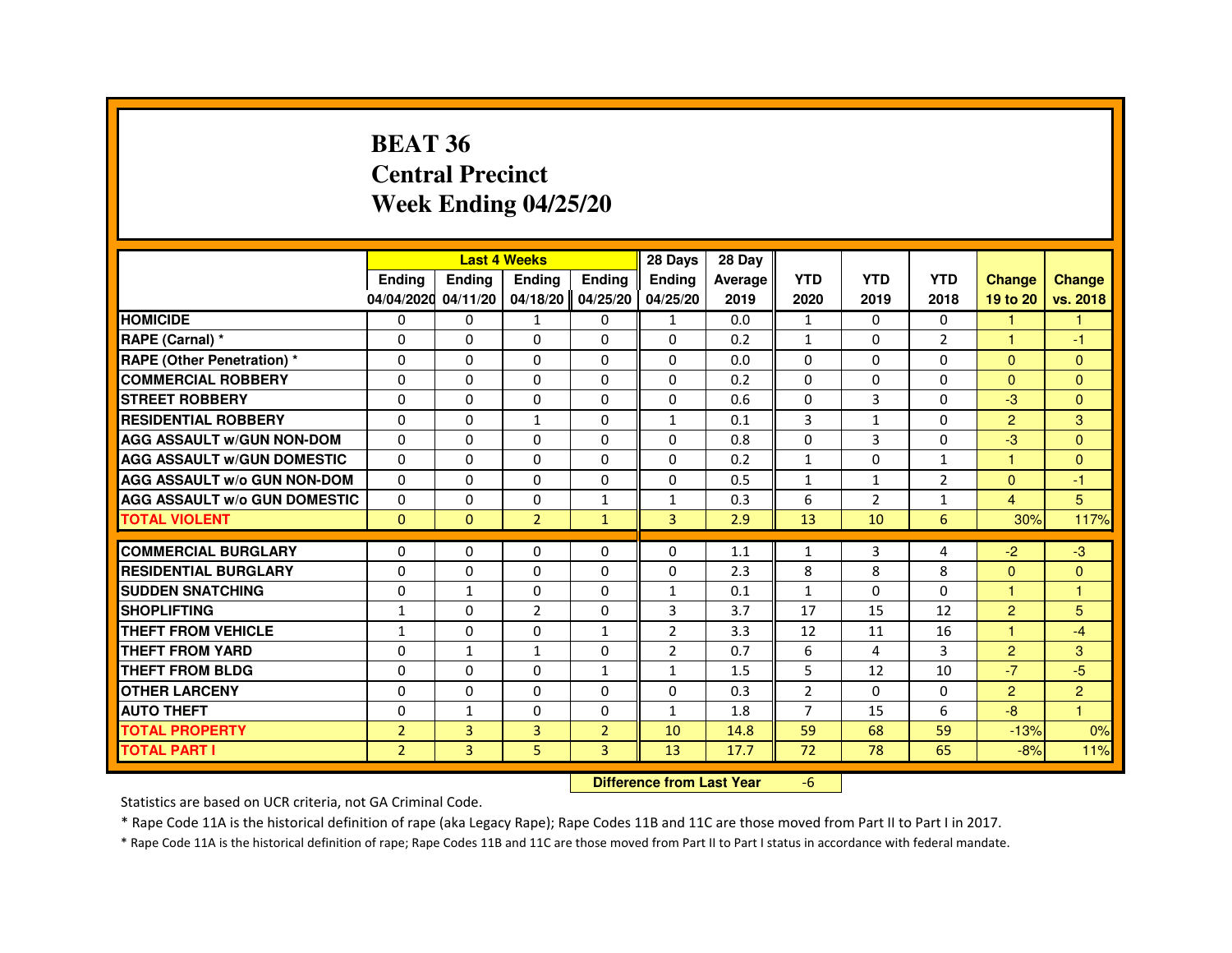# BEAT 36
## Central Precinct
## Week Ending 04/25/20

| | Last 4 Weeks | | | | 28 Days | 28 Day | | | | | |
|---|---|---|---|---|---|---|---|---|---|---|---|
| | Ending 04/04/2020 | Ending 04/11/20 | Ending 04/18/20 | Ending 04/25/20 | Ending 04/25/20 | Average 2019 | YTD 2020 | YTD 2019 | YTD 2018 | Change 19 to 20 | Change vs. 2018 |
| HOMICIDE | 0 | 0 | 1 | 0 | 1 | 0.0 | 1 | 0 | 0 | 1 | 1 |
| RAPE (Carnal) * | 0 | 0 | 0 | 0 | 0 | 0.2 | 1 | 0 | 2 | 1 | -1 |
| RAPE (Other Penetration) * | 0 | 0 | 0 | 0 | 0 | 0.0 | 0 | 0 | 0 | 0 | 0 |
| COMMERCIAL ROBBERY | 0 | 0 | 0 | 0 | 0 | 0.2 | 0 | 0 | 0 | 0 | 0 |
| STREET ROBBERY | 0 | 0 | 0 | 0 | 0 | 0.6 | 0 | 3 | 0 | -3 | 0 |
| RESIDENTIAL ROBBERY | 0 | 0 | 1 | 0 | 1 | 0.1 | 3 | 1 | 0 | 2 | 3 |
| AGG ASSAULT w/GUN NON-DOM | 0 | 0 | 0 | 0 | 0 | 0.8 | 0 | 3 | 0 | -3 | 0 |
| AGG ASSAULT w/GUN DOMESTIC | 0 | 0 | 0 | 0 | 0 | 0.2 | 1 | 0 | 1 | 1 | 0 |
| AGG ASSAULT w/o GUN NON-DOM | 0 | 0 | 0 | 0 | 0 | 0.5 | 1 | 1 | 2 | 0 | -1 |
| AGG ASSAULT w/o GUN DOMESTIC | 0 | 0 | 0 | 1 | 1 | 0.3 | 6 | 2 | 1 | 4 | 5 |
| TOTAL VIOLENT | 0 | 0 | 2 | 1 | 3 | 2.9 | 13 | 10 | 6 | 30% | 117% |
| COMMERCIAL BURGLARY | 0 | 0 | 0 | 0 | 0 | 1.1 | 1 | 3 | 4 | -2 | -3 |
| RESIDENTIAL BURGLARY | 0 | 0 | 0 | 0 | 0 | 2.3 | 8 | 8 | 8 | 0 | 0 |
| SUDDEN SNATCHING | 0 | 1 | 0 | 0 | 1 | 0.1 | 1 | 0 | 0 | 1 | 1 |
| SHOPLIFTING | 1 | 0 | 2 | 0 | 3 | 3.7 | 17 | 15 | 12 | 2 | 5 |
| THEFT FROM VEHICLE | 1 | 0 | 0 | 1 | 2 | 3.3 | 12 | 11 | 16 | 1 | -4 |
| THEFT FROM YARD | 0 | 1 | 1 | 0 | 2 | 0.7 | 6 | 4 | 3 | 2 | 3 |
| THEFT FROM BLDG | 0 | 0 | 0 | 1 | 1 | 1.5 | 5 | 12 | 10 | -7 | -5 |
| OTHER LARCENY | 0 | 0 | 0 | 0 | 0 | 0.3 | 2 | 0 | 0 | 2 | 2 |
| AUTO THEFT | 0 | 1 | 0 | 0 | 1 | 1.8 | 7 | 15 | 6 | -8 | 1 |
| TOTAL PROPERTY | 2 | 3 | 3 | 2 | 10 | 14.8 | 59 | 68 | 59 | -13% | 0% |
| TOTAL PART I | 2 | 3 | 5 | 3 | 13 | 17.7 | 72 | 78 | 65 | -8% | 11% |

**Difference from Last Year** -6

Statistics are based on UCR criteria, not GA Criminal Code.

* Rape Code 11A is the historical definition of rape (aka Legacy Rape); Rape Codes 11B and 11C are those moved from Part II to Part I in 2017.

* Rape Code 11A is the historical definition of rape; Rape Codes 11B and 11C are those moved from Part II to Part I status in accordance with federal mandate.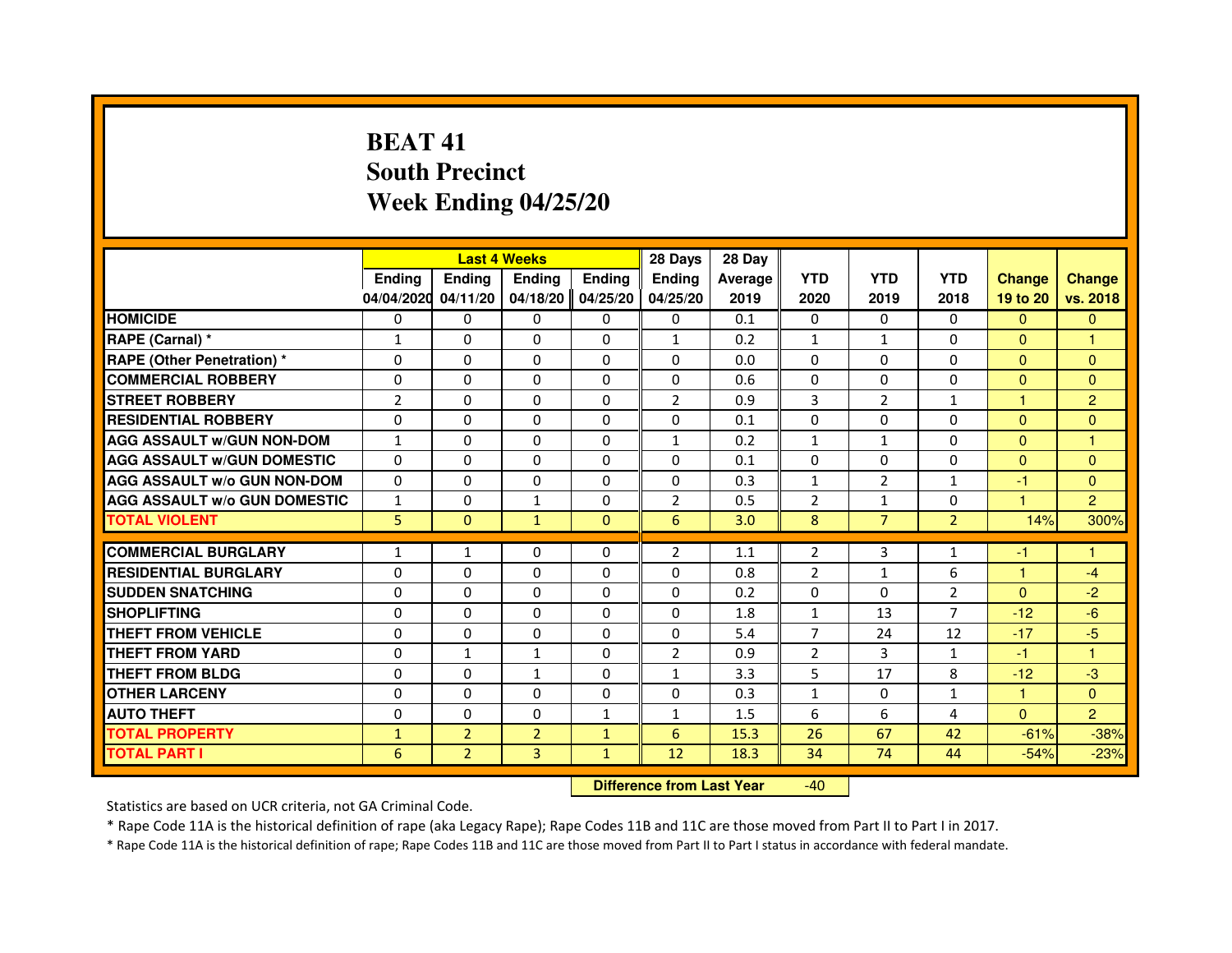# BEAT 41
# South Precinct
# Week Ending 04/25/20

| | Last 4 Weeks | | | | 28 Days | 28 Day | | | | | |
|---|---|---|---|---|---|---|---|---|---|---|---|
| | Ending 04/04/2020 | Ending 04/11/20 | Ending 04/18/20 | Ending 04/25/20 | Ending 04/25/20 | Average 2019 | YTD 2020 | YTD 2019 | YTD 2018 | Change 19 to 20 | Change vs. 2018 |
| HOMICIDE | 0 | 0 | 0 | 0 | 0 | 0.1 | 0 | 0 | 0 | 0 | 0 |
| RAPE (Carnal) * | 1 | 0 | 0 | 0 | 1 | 0.2 | 1 | 1 | 0 | 0 | 1 |
| RAPE (Other Penetration) * | 0 | 0 | 0 | 0 | 0 | 0.0 | 0 | 0 | 0 | 0 | 0 |
| COMMERCIAL ROBBERY | 0 | 0 | 0 | 0 | 0 | 0.6 | 0 | 0 | 0 | 0 | 0 |
| STREET ROBBERY | 2 | 0 | 0 | 0 | 2 | 0.9 | 3 | 2 | 1 | 1 | 2 |
| RESIDENTIAL ROBBERY | 0 | 0 | 0 | 0 | 0 | 0.1 | 0 | 0 | 0 | 0 | 0 |
| AGG ASSAULT w/GUN NON-DOM | 1 | 0 | 0 | 0 | 1 | 0.2 | 1 | 1 | 0 | 0 | 1 |
| AGG ASSAULT w/GUN DOMESTIC | 0 | 0 | 0 | 0 | 0 | 0.1 | 0 | 0 | 0 | 0 | 0 |
| AGG ASSAULT w/o GUN NON-DOM | 0 | 0 | 0 | 0 | 0 | 0.3 | 1 | 2 | 1 | -1 | 0 |
| AGG ASSAULT w/o GUN DOMESTIC | 1 | 0 | 1 | 0 | 2 | 0.5 | 2 | 1 | 0 | 1 | 2 |
| TOTAL VIOLENT | 5 | 0 | 1 | 0 | 6 | 3.0 | 8 | 7 | 2 | 14% | 300% |
| COMMERCIAL BURGLARY | 1 | 1 | 0 | 0 | 2 | 1.1 | 2 | 3 | 1 | -1 | 1 |
| RESIDENTIAL BURGLARY | 0 | 0 | 0 | 0 | 0 | 0.8 | 2 | 1 | 6 | 1 | -4 |
| SUDDEN SNATCHING | 0 | 0 | 0 | 0 | 0 | 0.2 | 0 | 0 | 2 | 0 | -2 |
| SHOPLIFTING | 0 | 0 | 0 | 0 | 0 | 1.8 | 1 | 13 | 7 | -12 | -6 |
| THEFT FROM VEHICLE | 0 | 0 | 0 | 0 | 0 | 5.4 | 7 | 24 | 12 | -17 | -5 |
| THEFT FROM YARD | 0 | 1 | 1 | 0 | 2 | 0.9 | 2 | 3 | 1 | -1 | 1 |
| THEFT FROM BLDG | 0 | 0 | 1 | 0 | 1 | 3.3 | 5 | 17 | 8 | -12 | -3 |
| OTHER LARCENY | 0 | 0 | 0 | 0 | 0 | 0.3 | 1 | 0 | 1 | 1 | 0 |
| AUTO THEFT | 0 | 0 | 0 | 1 | 1 | 1.5 | 6 | 6 | 4 | 0 | 2 |
| TOTAL PROPERTY | 1 | 2 | 2 | 1 | 6 | 15.3 | 26 | 67 | 42 | -61% | -38% |
| TOTAL PART I | 6 | 2 | 3 | 1 | 12 | 18.3 | 34 | 74 | 44 | -54% | -23% |

**Difference from Last Year** -40

Statistics are based on UCR criteria, not GA Criminal Code.

* Rape Code 11A is the historical definition of rape (aka Legacy Rape); Rape Codes 11B and 11C are those moved from Part II to Part I in 2017.

* Rape Code 11A is the historical definition of rape; Rape Codes 11B and 11C are those moved from Part II to Part I status in accordance with federal mandate.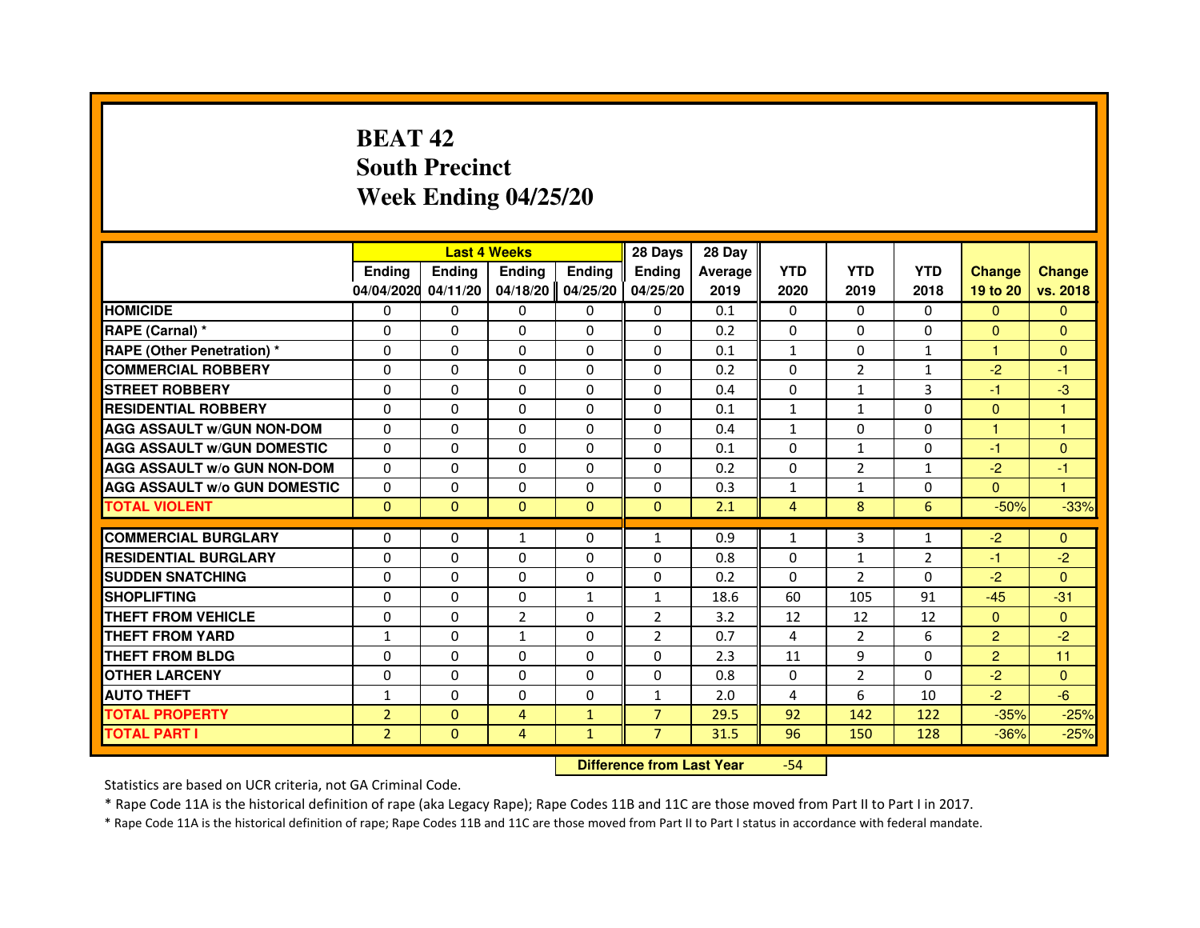# BEAT 42
## South Precinct
## Week Ending 04/25/20

| | Last 4 Weeks | | | | 28 Days | 28 Day | | | | | |
|---|---|---|---|---|---|---|---|---|---|---|---|
| | Ending 04/04/2020 | Ending 04/11/20 | Ending 04/18/20 | Ending 04/25/20 | Ending 04/25/20 | Average 2019 | YTD 2020 | YTD 2019 | YTD 2018 | Change 19 to 20 | Change vs. 2018 |
| HOMICIDE | 0 | 0 | 0 | 0 | 0 | 0.1 | 0 | 0 | 0 | 0 | 0 |
| RAPE (Carnal) * | 0 | 0 | 0 | 0 | 0 | 0.2 | 0 | 0 | 0 | 0 | 0 |
| RAPE (Other Penetration) * | 0 | 0 | 0 | 0 | 0 | 0.1 | 1 | 0 | 1 | 1 | 0 |
| COMMERCIAL ROBBERY | 0 | 0 | 0 | 0 | 0 | 0.2 | 0 | 2 | 1 | -2 | -1 |
| STREET ROBBERY | 0 | 0 | 0 | 0 | 0 | 0.4 | 0 | 1 | 3 | -1 | -3 |
| RESIDENTIAL ROBBERY | 0 | 0 | 0 | 0 | 0 | 0.1 | 1 | 1 | 0 | 0 | 1 |
| AGG ASSAULT w/GUN NON-DOM | 0 | 0 | 0 | 0 | 0 | 0.4 | 1 | 0 | 0 | 1 | 1 |
| AGG ASSAULT w/GUN DOMESTIC | 0 | 0 | 0 | 0 | 0 | 0.1 | 0 | 1 | 0 | -1 | 0 |
| AGG ASSAULT w/o GUN NON-DOM | 0 | 0 | 0 | 0 | 0 | 0.2 | 0 | 2 | 1 | -2 | -1 |
| AGG ASSAULT w/o GUN DOMESTIC | 0 | 0 | 0 | 0 | 0 | 0.3 | 1 | 1 | 0 | 0 | 1 |
| TOTAL VIOLENT | 0 | 0 | 0 | 0 | 0 | 2.1 | 4 | 8 | 6 | -50% | -33% |
| COMMERCIAL BURGLARY | 0 | 0 | 1 | 0 | 1 | 0.9 | 1 | 3 | 1 | -2 | 0 |
| RESIDENTIAL BURGLARY | 0 | 0 | 0 | 0 | 0 | 0.8 | 0 | 1 | 2 | -1 | -2 |
| SUDDEN SNATCHING | 0 | 0 | 0 | 0 | 0 | 0.2 | 0 | 2 | 0 | -2 | 0 |
| SHOPLIFTING | 0 | 0 | 0 | 1 | 1 | 18.6 | 60 | 105 | 91 | -45 | -31 |
| THEFT FROM VEHICLE | 0 | 0 | 2 | 0 | 2 | 3.2 | 12 | 12 | 12 | 0 | 0 |
| THEFT FROM YARD | 1 | 0 | 1 | 0 | 2 | 0.7 | 4 | 2 | 6 | 2 | -2 |
| THEFT FROM BLDG | 0 | 0 | 0 | 0 | 0 | 2.3 | 11 | 9 | 0 | 2 | 11 |
| OTHER LARCENY | 0 | 0 | 0 | 0 | 0 | 0.8 | 0 | 2 | 0 | -2 | 0 |
| AUTO THEFT | 1 | 0 | 0 | 0 | 1 | 2.0 | 4 | 6 | 10 | -2 | -6 |
| TOTAL PROPERTY | 2 | 0 | 4 | 1 | 7 | 29.5 | 92 | 142 | 122 | -35% | -25% |
| TOTAL PART I | 2 | 0 | 4 | 1 | 7 | 31.5 | 96 | 150 | 128 | -36% | -25% |

**Difference from Last Year** -54

Statistics are based on UCR criteria, not GA Criminal Code.

* Rape Code 11A is the historical definition of rape (aka Legacy Rape); Rape Codes 11B and 11C are those moved from Part II to Part I in 2017.

* Rape Code 11A is the historical definition of rape; Rape Codes 11B and 11C are those moved from Part II to Part I status in accordance with federal mandate.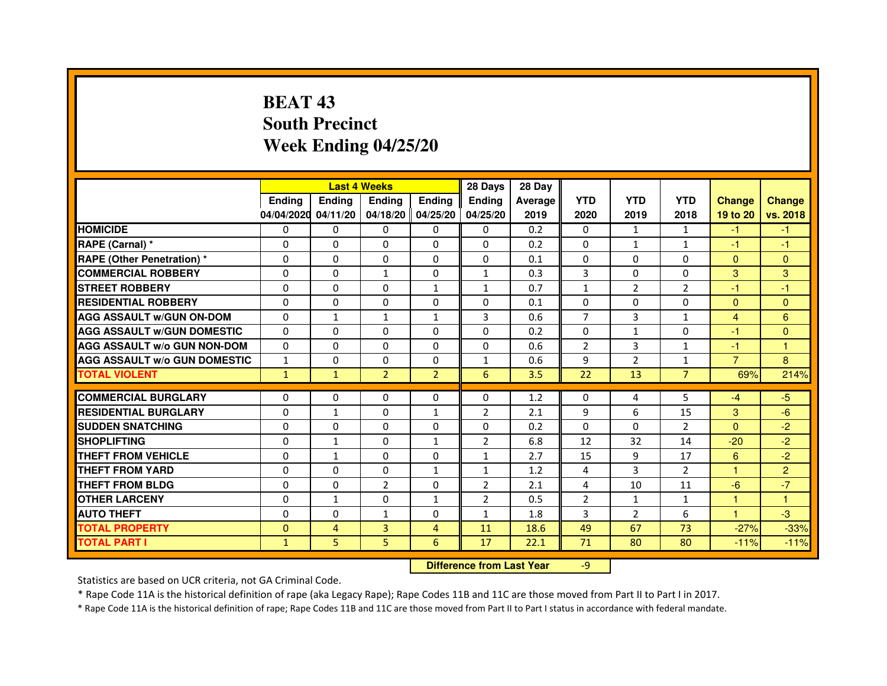# BEAT 43
## South Precinct
## Week Ending 04/25/20

| | Last 4 Weeks | | | | 28 Days | 28 Day | | | | | |
|---|---|---|---|---|---|---|---|---|---|---|---|
| | Ending 04/04/2020 | Ending 04/11/20 | Ending 04/18/20 | Ending 04/25/20 | Ending 04/25/20 | Average 2019 | YTD 2020 | YTD 2019 | YTD 2018 | Change 19 to 20 | Change vs. 2018 |
| HOMICIDE | 0 | 0 | 0 | 0 | 0 | 0.2 | 0 | 1 | 1 | -1 | -1 |
| RAPE (Carnal) * | 0 | 0 | 0 | 0 | 0 | 0.2 | 0 | 1 | 1 | -1 | -1 |
| RAPE (Other Penetration) * | 0 | 0 | 0 | 0 | 0 | 0.1 | 0 | 0 | 0 | 0 | 0 |
| COMMERCIAL ROBBERY | 0 | 0 | 1 | 0 | 1 | 0.3 | 3 | 0 | 0 | 3 | 3 |
| STREET ROBBERY | 0 | 0 | 0 | 1 | 1 | 0.7 | 1 | 2 | 2 | -1 | -1 |
| RESIDENTIAL ROBBERY | 0 | 0 | 0 | 0 | 0 | 0.1 | 0 | 0 | 0 | 0 | 0 |
| AGG ASSAULT w/GUN ON-DOM | 0 | 1 | 1 | 1 | 3 | 0.6 | 7 | 3 | 1 | 4 | 6 |
| AGG ASSAULT w/GUN DOMESTIC | 0 | 0 | 0 | 0 | 0 | 0.2 | 0 | 1 | 0 | -1 | 0 |
| AGG ASSAULT w/o GUN NON-DOM | 0 | 0 | 0 | 0 | 0 | 0.6 | 2 | 3 | 1 | -1 | 1 |
| AGG ASSAULT w/o GUN DOMESTIC | 1 | 0 | 0 | 0 | 1 | 0.6 | 9 | 2 | 1 | 7 | 8 |
| TOTAL VIOLENT | 1 | 1 | 2 | 2 | 6 | 3.5 | 22 | 13 | 7 | 69% | 214% |
| COMMERCIAL BURGLARY | 0 | 0 | 0 | 0 | 0 | 1.2 | 0 | 4 | 5 | -4 | -5 |
| RESIDENTIAL BURGLARY | 0 | 1 | 0 | 1 | 2 | 2.1 | 9 | 6 | 15 | 3 | -6 |
| SUDDEN SNATCHING | 0 | 0 | 0 | 0 | 0 | 0.2 | 0 | 0 | 2 | 0 | -2 |
| SHOPLIFTING | 0 | 1 | 0 | 1 | 2 | 6.8 | 12 | 32 | 14 | -20 | -2 |
| THEFT FROM VEHICLE | 0 | 1 | 0 | 0 | 1 | 2.7 | 15 | 9 | 17 | 6 | -2 |
| THEFT FROM YARD | 0 | 0 | 0 | 1 | 1 | 1.2 | 4 | 3 | 2 | 1 | 2 |
| THEFT FROM BLDG | 0 | 0 | 2 | 0 | 2 | 2.1 | 4 | 10 | 11 | -6 | -7 |
| OTHER LARCENY | 0 | 1 | 0 | 1 | 2 | 0.5 | 2 | 1 | 1 | 1 | 1 |
| AUTO THEFT | 0 | 0 | 1 | 0 | 1 | 1.8 | 3 | 2 | 6 | 1 | -3 |
| TOTAL PROPERTY | 0 | 4 | 3 | 4 | 11 | 18.6 | 49 | 67 | 73 | -27% | -33% |
| TOTAL PART I | 1 | 5 | 5 | 6 | 17 | 22.1 | 71 | 80 | 80 | -11% | -11% |

**Difference from Last Year** -9

Statistics are based on UCR criteria, not GA Criminal Code.

* Rape Code 11A is the historical definition of rape (aka Legacy Rape); Rape Codes 11B and 11C are those moved from Part II to Part I in 2017.

* Rape Code 11A is the historical definition of rape; Rape Codes 11B and 11C are those moved from Part II to Part I status in accordance with federal mandate.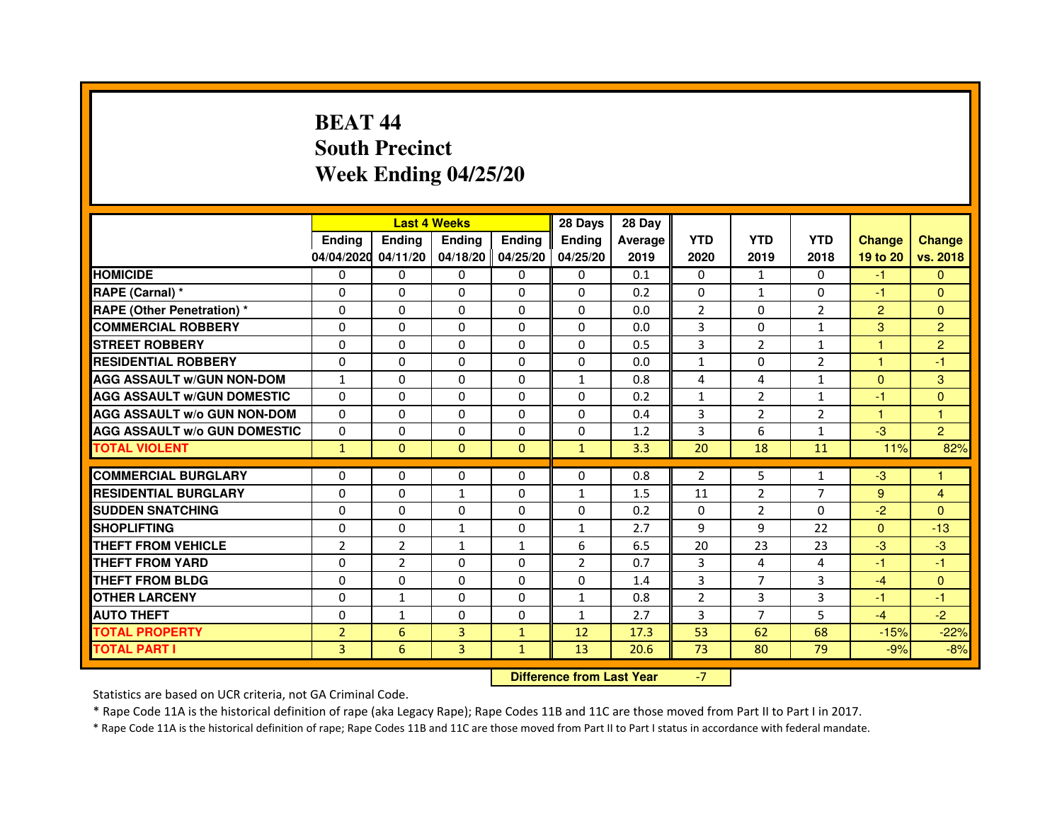# BEAT 44
## South Precinct
## Week Ending 04/25/20

| | Last 4 Weeks | | | | 28 Days | 28 Day | | | | | |
|---|---|---|---|---|---|---|---|---|---|---|---|
| | Ending 04/04/2020 | Ending 04/11/20 | Ending 04/18/20 | Ending 04/25/20 | Ending 04/25/20 | Average 2019 | YTD 2020 | YTD 2019 | YTD 2018 | Change 19 to 20 | Change vs. 2018 |
| HOMICIDE | 0 | 0 | 0 | 0 | 0 | 0.1 | 0 | 1 | 0 | -1 | 0 |
| RAPE (Carnal) * | 0 | 0 | 0 | 0 | 0 | 0.2 | 0 | 1 | 0 | -1 | 0 |
| RAPE (Other Penetration) * | 0 | 0 | 0 | 0 | 0 | 0.0 | 2 | 0 | 2 | 2 | 0 |
| COMMERCIAL ROBBERY | 0 | 0 | 0 | 0 | 0 | 0.0 | 3 | 0 | 1 | 3 | 2 |
| STREET ROBBERY | 0 | 0 | 0 | 0 | 0 | 0.5 | 3 | 2 | 1 | 1 | 2 |
| RESIDENTIAL ROBBERY | 0 | 0 | 0 | 0 | 0 | 0.0 | 1 | 0 | 2 | 1 | -1 |
| AGG ASSAULT w/GUN NON-DOM | 1 | 0 | 0 | 0 | 1 | 0.8 | 4 | 4 | 1 | 0 | 3 |
| AGG ASSAULT w/GUN DOMESTIC | 0 | 0 | 0 | 0 | 0 | 0.2 | 1 | 2 | 1 | -1 | 0 |
| AGG ASSAULT w/o GUN NON-DOM | 0 | 0 | 0 | 0 | 0 | 0.4 | 3 | 2 | 2 | 1 | 1 |
| AGG ASSAULT w/o GUN DOMESTIC | 0 | 0 | 0 | 0 | 0 | 1.2 | 3 | 6 | 1 | -3 | 2 |
| TOTAL VIOLENT | 1 | 0 | 0 | 0 | 1 | 3.3 | 20 | 18 | 11 | 11% | 82% |
| COMMERCIAL BURGLARY | 0 | 0 | 0 | 0 | 0 | 0.8 | 2 | 5 | 1 | -3 | 1 |
| RESIDENTIAL BURGLARY | 0 | 0 | 1 | 0 | 1 | 1.5 | 11 | 2 | 7 | 9 | 4 |
| SUDDEN SNATCHING | 0 | 0 | 0 | 0 | 0 | 0.2 | 0 | 2 | 0 | -2 | 0 |
| SHOPLIFTING | 0 | 0 | 1 | 0 | 1 | 2.7 | 9 | 9 | 22 | 0 | -13 |
| THEFT FROM VEHICLE | 2 | 2 | 1 | 1 | 6 | 6.5 | 20 | 23 | 23 | -3 | -3 |
| THEFT FROM YARD | 0 | 2 | 0 | 0 | 2 | 0.7 | 3 | 4 | 4 | -1 | -1 |
| THEFT FROM BLDG | 0 | 0 | 0 | 0 | 0 | 1.4 | 3 | 7 | 3 | -4 | 0 |
| OTHER LARCENY | 0 | 1 | 0 | 0 | 1 | 0.8 | 2 | 3 | 3 | -1 | -1 |
| AUTO THEFT | 0 | 1 | 0 | 0 | 1 | 2.7 | 3 | 7 | 5 | -4 | -2 |
| TOTAL PROPERTY | 2 | 6 | 3 | 1 | 12 | 17.3 | 53 | 62 | 68 | -15% | -22% |
| TOTAL PART I | 3 | 6 | 3 | 1 | 13 | 20.6 | 73 | 80 | 79 | -9% | -8% |

**Difference from Last Year** -7

Statistics are based on UCR criteria, not GA Criminal Code.

* Rape Code 11A is the historical definition of rape (aka Legacy Rape); Rape Codes 11B and 11C are those moved from Part II to Part I in 2017.

* Rape Code 11A is the historical definition of rape; Rape Codes 11B and 11C are those moved from Part II to Part I status in accordance with federal mandate.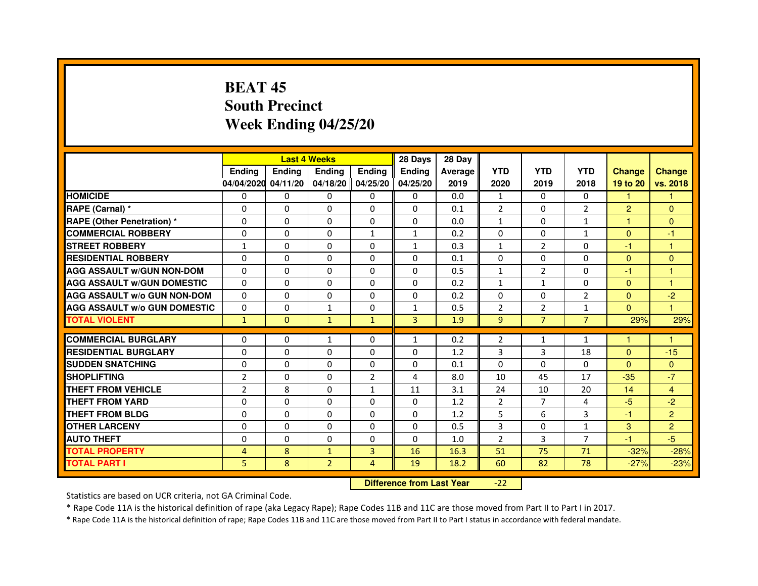# BEAT 45
## South Precinct
## Week Ending 04/25/20

| | Last 4 Weeks | | | | 28 Days | 28 Day | | | | | |
|---|---|---|---|---|---|---|---|---|---|---|---|
| | Ending 04/04/2020 | Ending 04/11/20 | Ending 04/18/20 | Ending 04/25/20 | Ending 04/25/20 | Average 2019 | YTD 2020 | YTD 2019 | YTD 2018 | Change 19 to 20 | Change vs. 2018 |
| **HOMICIDE** | 0 | 0 | 0 | 0 | 0 | 0.0 | 1 | 0 | 0 | 1 | 1 |
| **RAPE (Carnal) *** | 0 | 0 | 0 | 0 | 0 | 0.1 | 2 | 0 | 2 | 2 | 0 |
| **RAPE (Other Penetration) *** | 0 | 0 | 0 | 0 | 0 | 0.0 | 1 | 0 | 1 | 1 | 0 |
| **COMMERCIAL ROBBERY** | 0 | 0 | 0 | 1 | 1 | 0.2 | 0 | 0 | 1 | 0 | -1 |
| **STREET ROBBERY** | 1 | 0 | 0 | 0 | 1 | 0.3 | 1 | 2 | 0 | -1 | 1 |
| **RESIDENTIAL ROBBERY** | 0 | 0 | 0 | 0 | 0 | 0.1 | 0 | 0 | 0 | 0 | 0 |
| **AGG ASSAULT w/GUN NON-DOM** | 0 | 0 | 0 | 0 | 0 | 0.5 | 1 | 2 | 0 | -1 | 1 |
| **AGG ASSAULT w/GUN DOMESTIC** | 0 | 0 | 0 | 0 | 0 | 0.2 | 1 | 1 | 0 | 0 | 1 |
| **AGG ASSAULT w/o GUN NON-DOM** | 0 | 0 | 0 | 0 | 0 | 0.2 | 0 | 0 | 2 | 0 | -2 |
| **AGG ASSAULT w/o GUN DOMESTIC** | 0 | 0 | 1 | 0 | 1 | 0.5 | 2 | 2 | 1 | 0 | 1 |
| **TOTAL VIOLENT** | 1 | 0 | 1 | 1 | 3 | 1.9 | 9 | 7 | 7 | 29% | 29% |
| **COMMERCIAL BURGLARY** | 0 | 0 | 1 | 0 | 1 | 0.2 | 2 | 1 | 1 | 1 | 1 |
| **RESIDENTIAL BURGLARY** | 0 | 0 | 0 | 0 | 0 | 1.2 | 3 | 3 | 18 | 0 | -15 |
| **SUDDEN SNATCHING** | 0 | 0 | 0 | 0 | 0 | 0.1 | 0 | 0 | 0 | 0 | 0 |
| **SHOPLIFTING** | 2 | 0 | 0 | 2 | 4 | 8.0 | 10 | 45 | 17 | -35 | -7 |
| **THEFT FROM VEHICLE** | 2 | 8 | 0 | 1 | 11 | 3.1 | 24 | 10 | 20 | 14 | 4 |
| **THEFT FROM YARD** | 0 | 0 | 0 | 0 | 0 | 1.2 | 2 | 7 | 4 | -5 | -2 |
| **THEFT FROM BLDG** | 0 | 0 | 0 | 0 | 0 | 1.2 | 5 | 6 | 3 | -1 | 2 |
| **OTHER LARCENY** | 0 | 0 | 0 | 0 | 0 | 0.5 | 3 | 0 | 1 | 3 | 2 |
| **AUTO THEFT** | 0 | 0 | 0 | 0 | 0 | 1.0 | 2 | 3 | 7 | -1 | -5 |
| **TOTAL PROPERTY** | 4 | 8 | 1 | 3 | 16 | 16.3 | 51 | 75 | 71 | -32% | -28% |
| **TOTAL PART I** | 5 | 8 | 2 | 4 | 19 | 18.2 | 60 | 82 | 78 | -27% | -23% |

**Difference from Last Year** -22

Statistics are based on UCR criteria, not GA Criminal Code.

* Rape Code 11A is the historical definition of rape (aka Legacy Rape); Rape Codes 11B and 11C are those moved from Part II to Part I in 2017.

* Rape Code 11A is the historical definition of rape; Rape Codes 11B and 11C are those moved from Part II to Part I status in accordance with federal mandate.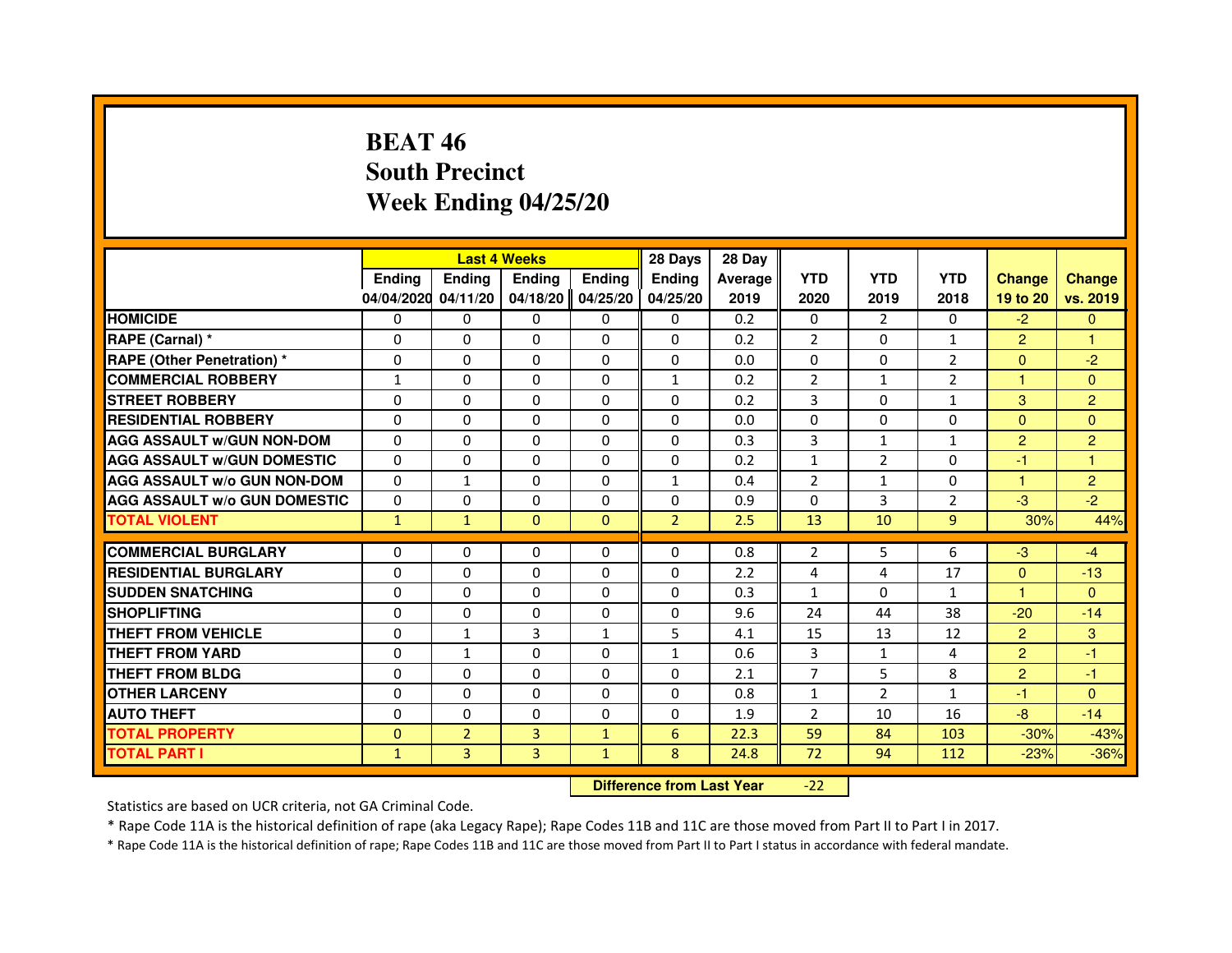# BEAT 46
# South Precinct
# Week Ending 04/25/20

| | Last 4 Weeks | | | | 28 Days | 28 Day | | | | | |
|---|---|---|---|---|---|---|---|---|---|---|---|
| | Ending 04/04/2020 | Ending 04/11/20 | Ending 04/18/20 | Ending 04/25/20 | Ending 04/25/20 | Average 2019 | YTD 2020 | YTD 2019 | YTD 2018 | Change 19 to 20 | Change vs. 2019 |
| HOMICIDE | 0 | 0 | 0 | 0 | 0 | 0.2 | 0 | 2 | 0 | -2 | 0 |
| RAPE (Carnal) * | 0 | 0 | 0 | 0 | 0 | 0.2 | 2 | 0 | 1 | 2 | 1 |
| RAPE (Other Penetration) * | 0 | 0 | 0 | 0 | 0 | 0.0 | 0 | 0 | 2 | 0 | -2 |
| COMMERCIAL ROBBERY | 1 | 0 | 0 | 0 | 1 | 0.2 | 2 | 1 | 2 | 1 | 0 |
| STREET ROBBERY | 0 | 0 | 0 | 0 | 0 | 0.2 | 3 | 0 | 1 | 3 | 2 |
| RESIDENTIAL ROBBERY | 0 | 0 | 0 | 0 | 0 | 0.0 | 0 | 0 | 0 | 0 | 0 |
| AGG ASSAULT w/GUN NON-DOM | 0 | 0 | 0 | 0 | 0 | 0.3 | 3 | 1 | 1 | 2 | 2 |
| AGG ASSAULT w/GUN DOMESTIC | 0 | 0 | 0 | 0 | 0 | 0.2 | 1 | 2 | 0 | -1 | 1 |
| AGG ASSAULT w/o GUN NON-DOM | 0 | 1 | 0 | 0 | 1 | 0.4 | 2 | 1 | 0 | 1 | 2 |
| AGG ASSAULT w/o GUN DOMESTIC | 0 | 0 | 0 | 0 | 0 | 0.9 | 0 | 3 | 2 | -3 | -2 |
| TOTAL VIOLENT | 1 | 1 | 0 | 0 | 2 | 2.5 | 13 | 10 | 9 | 30% | 44% |
| COMMERCIAL BURGLARY | 0 | 0 | 0 | 0 | 0 | 0.8 | 2 | 5 | 6 | -3 | -4 |
| RESIDENTIAL BURGLARY | 0 | 0 | 0 | 0 | 0 | 2.2 | 4 | 4 | 17 | 0 | -13 |
| SUDDEN SNATCHING | 0 | 0 | 0 | 0 | 0 | 0.3 | 1 | 0 | 1 | 1 | 0 |
| SHOPLIFTING | 0 | 0 | 0 | 0 | 0 | 9.6 | 24 | 44 | 38 | -20 | -14 |
| THEFT FROM VEHICLE | 0 | 1 | 3 | 1 | 5 | 4.1 | 15 | 13 | 12 | 2 | 3 |
| THEFT FROM YARD | 0 | 1 | 0 | 0 | 1 | 0.6 | 3 | 1 | 4 | 2 | -1 |
| THEFT FROM BLDG | 0 | 0 | 0 | 0 | 0 | 2.1 | 7 | 5 | 8 | 2 | -1 |
| OTHER LARCENY | 0 | 0 | 0 | 0 | 0 | 0.8 | 1 | 2 | 1 | -1 | 0 |
| AUTO THEFT | 0 | 0 | 0 | 0 | 0 | 1.9 | 2 | 10 | 16 | -8 | -14 |
| TOTAL PROPERTY | 0 | 2 | 3 | 1 | 6 | 22.3 | 59 | 84 | 103 | -30% | -43% |
| TOTAL PART I | 1 | 3 | 3 | 1 | 8 | 24.8 | 72 | 94 | 112 | -23% | -36% |

**Difference from Last Year** -22

Statistics are based on UCR criteria, not GA Criminal Code.

* Rape Code 11A is the historical definition of rape (aka Legacy Rape); Rape Codes 11B and 11C are those moved from Part II to Part I in 2017.

* Rape Code 11A is the historical definition of rape; Rape Codes 11B and 11C are those moved from Part II to Part I status in accordance with federal mandate.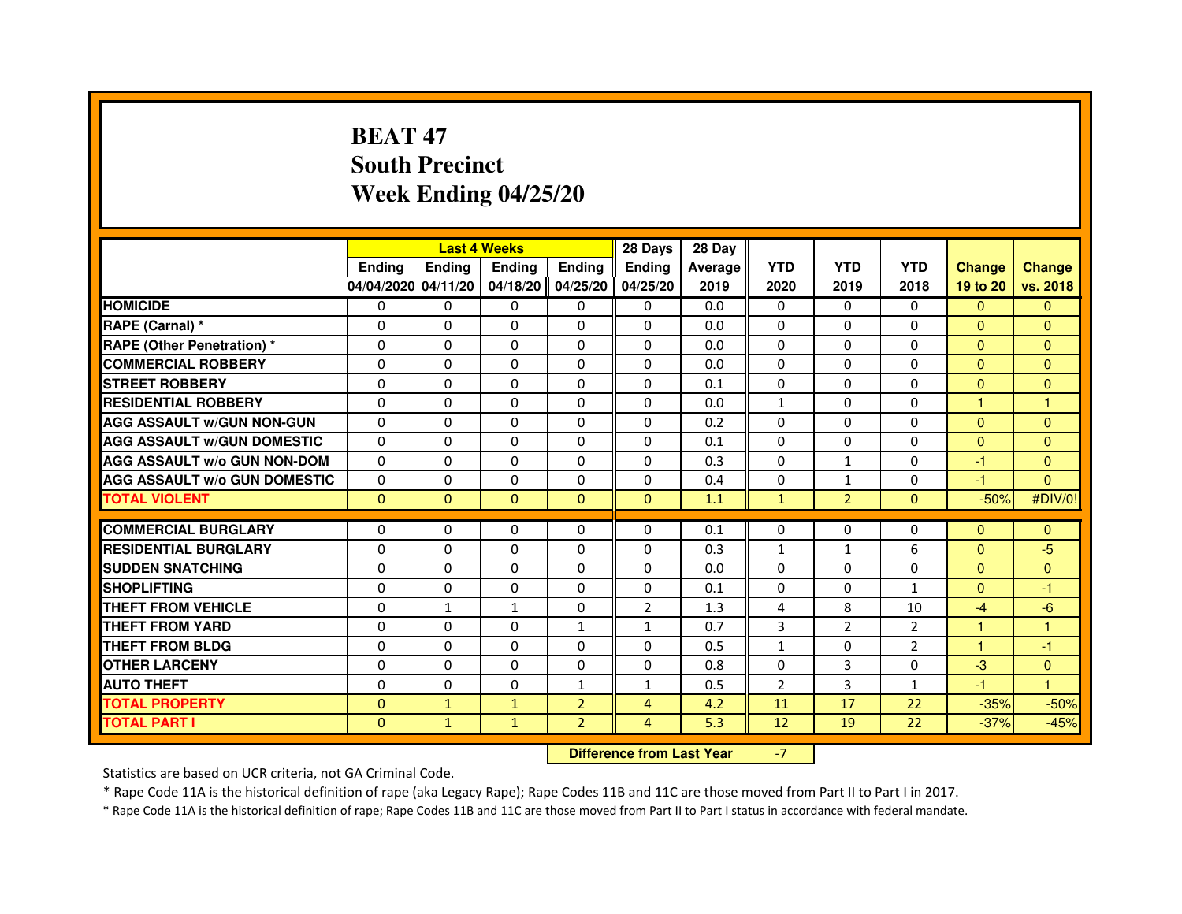# BEAT 47
# South Precinct
# Week Ending 04/25/20

| | Last 4 Weeks | | | | 28 Days | 28 Day | | | | | |
|---|---|---|---|---|---|---|---|---|---|---|---|
| | Ending 04/04/2020 | Ending 04/11/20 | Ending 04/18/20 | Ending 04/25/20 | Ending 04/25/20 | Average 2019 | YTD 2020 | YTD 2019 | YTD 2018 | Change 19 to 20 | Change vs. 2018 |
| HOMICIDE | 0 | 0 | 0 | 0 | 0 | 0.0 | 0 | 0 | 0 | 0 | 0 |
| RAPE (Carnal) * | 0 | 0 | 0 | 0 | 0 | 0.0 | 0 | 0 | 0 | 0 | 0 |
| RAPE (Other Penetration) * | 0 | 0 | 0 | 0 | 0 | 0.0 | 0 | 0 | 0 | 0 | 0 |
| COMMERCIAL ROBBERY | 0 | 0 | 0 | 0 | 0 | 0.0 | 0 | 0 | 0 | 0 | 0 |
| STREET ROBBERY | 0 | 0 | 0 | 0 | 0 | 0.1 | 0 | 0 | 0 | 0 | 0 |
| RESIDENTIAL ROBBERY | 0 | 0 | 0 | 0 | 0 | 0.0 | 1 | 0 | 0 | 1 | 1 |
| AGG ASSAULT w/GUN NON-GUN | 0 | 0 | 0 | 0 | 0 | 0.2 | 0 | 0 | 0 | 0 | 0 |
| AGG ASSAULT w/GUN DOMESTIC | 0 | 0 | 0 | 0 | 0 | 0.1 | 0 | 0 | 0 | 0 | 0 |
| AGG ASSAULT w/o GUN NON-DOM | 0 | 0 | 0 | 0 | 0 | 0.3 | 0 | 1 | 0 | -1 | 0 |
| AGG ASSAULT w/o GUN DOMESTIC | 0 | 0 | 0 | 0 | 0 | 0.4 | 0 | 1 | 0 | -1 | 0 |
| TOTAL VIOLENT | 0 | 0 | 0 | 0 | 0 | 1.1 | 1 | 2 | 0 | -50% | #DIV/0! |
| COMMERCIAL BURGLARY | 0 | 0 | 0 | 0 | 0 | 0.1 | 0 | 0 | 0 | 0 | 0 |
| RESIDENTIAL BURGLARY | 0 | 0 | 0 | 0 | 0 | 0.3 | 1 | 1 | 6 | 0 | -5 |
| SUDDEN SNATCHING | 0 | 0 | 0 | 0 | 0 | 0.0 | 0 | 0 | 0 | 0 | 0 |
| SHOPLIFTING | 0 | 0 | 0 | 0 | 0 | 0.1 | 0 | 0 | 1 | 0 | -1 |
| THEFT FROM VEHICLE | 0 | 1 | 1 | 0 | 2 | 1.3 | 4 | 8 | 10 | -4 | -6 |
| THEFT FROM YARD | 0 | 0 | 0 | 1 | 1 | 0.7 | 3 | 2 | 2 | 1 | 1 |
| THEFT FROM BLDG | 0 | 0 | 0 | 0 | 0 | 0.5 | 1 | 0 | 2 | 1 | -1 |
| OTHER LARCENY | 0 | 0 | 0 | 0 | 0 | 0.8 | 0 | 3 | 0 | -3 | 0 |
| AUTO THEFT | 0 | 0 | 0 | 1 | 1 | 0.5 | 2 | 3 | 1 | -1 | 1 |
| TOTAL PROPERTY | 0 | 1 | 1 | 2 | 4 | 4.2 | 11 | 17 | 22 | -35% | -50% |
| TOTAL PART I | 0 | 1 | 1 | 2 | 4 | 5.3 | 12 | 19 | 22 | -37% | -45% |

**Difference from Last Year** -7

Statistics are based on UCR criteria, not GA Criminal Code.

* Rape Code 11A is the historical definition of rape (aka Legacy Rape); Rape Codes 11B and 11C are those moved from Part II to Part I in 2017.

* Rape Code 11A is the historical definition of rape; Rape Codes 11B and 11C are those moved from Part II to Part I status in accordance with federal mandate.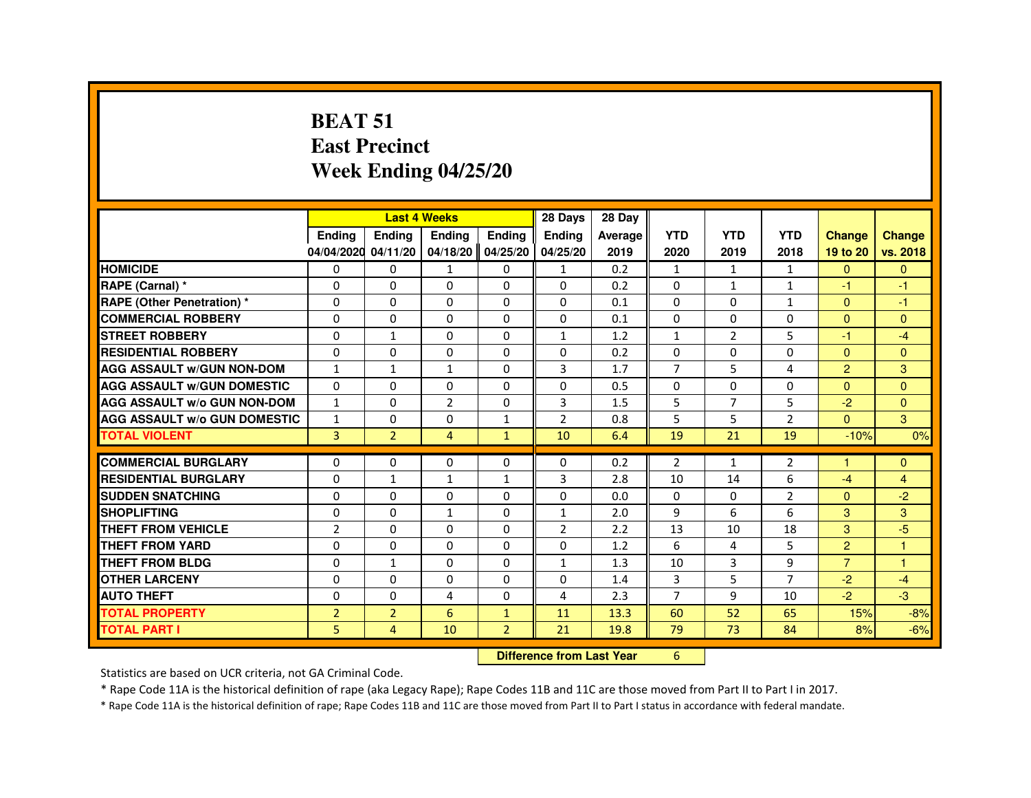# BEAT 51
## East Precinct
## Week Ending 04/25/20

| | Last 4 Weeks | | | | 28 Days | 28 Day | | | | | |
|---|---|---|---|---|---|---|---|---|---|---|---|
| | Ending 04/04/2020 | Ending 04/11/20 | Ending 04/18/20 | Ending 04/25/20 | Ending 04/25/20 | Average 2019 | YTD 2020 | YTD 2019 | YTD 2018 | Change 19 to 20 | Change vs. 2018 |
| HOMICIDE | 0 | 0 | 1 | 0 | 1 | 0.2 | 1 | 1 | 1 | 0 | 0 |
| RAPE (Carnal) * | 0 | 0 | 0 | 0 | 0 | 0.2 | 0 | 1 | 1 | -1 | -1 |
| RAPE (Other Penetration) * | 0 | 0 | 0 | 0 | 0 | 0.1 | 0 | 0 | 1 | 0 | -1 |
| COMMERCIAL ROBBERY | 0 | 0 | 0 | 0 | 0 | 0.1 | 0 | 0 | 0 | 0 | 0 |
| STREET ROBBERY | 0 | 1 | 0 | 0 | 1 | 1.2 | 1 | 2 | 5 | -1 | -4 |
| RESIDENTIAL ROBBERY | 0 | 0 | 0 | 0 | 0 | 0.2 | 0 | 0 | 0 | 0 | 0 |
| AGG ASSAULT w/GUN NON-DOM | 1 | 1 | 1 | 0 | 3 | 1.7 | 7 | 5 | 4 | 2 | 3 |
| AGG ASSAULT w/GUN DOMESTIC | 0 | 0 | 0 | 0 | 0 | 0.5 | 0 | 0 | 0 | 0 | 0 |
| AGG ASSAULT w/o GUN NON-DOM | 1 | 0 | 2 | 0 | 3 | 1.5 | 5 | 7 | 5 | -2 | 0 |
| AGG ASSAULT w/o GUN DOMESTIC | 1 | 0 | 0 | 1 | 2 | 0.8 | 5 | 5 | 2 | 0 | 3 |
| TOTAL VIOLENT | 3 | 2 | 4 | 1 | 10 | 6.4 | 19 | 21 | 19 | -10% | 0% |
| COMMERCIAL BURGLARY | 0 | 0 | 0 | 0 | 0 | 0.2 | 2 | 1 | 2 | 1 | 0 |
| RESIDENTIAL BURGLARY | 0 | 1 | 1 | 1 | 3 | 2.8 | 10 | 14 | 6 | -4 | 4 |
| SUDDEN SNATCHING | 0 | 0 | 0 | 0 | 0 | 0.0 | 0 | 0 | 2 | 0 | -2 |
| SHOPLIFTING | 0 | 0 | 1 | 0 | 1 | 2.0 | 9 | 6 | 6 | 3 | 3 |
| THEFT FROM VEHICLE | 2 | 0 | 0 | 0 | 2 | 2.2 | 13 | 10 | 18 | 3 | -5 |
| THEFT FROM YARD | 0 | 0 | 0 | 0 | 0 | 1.2 | 6 | 4 | 5 | 2 | 1 |
| THEFT FROM BLDG | 0 | 1 | 0 | 0 | 1 | 1.3 | 10 | 3 | 9 | 7 | 1 |
| OTHER LARCENY | 0 | 0 | 0 | 0 | 0 | 1.4 | 3 | 5 | 7 | -2 | -4 |
| AUTO THEFT | 0 | 0 | 4 | 0 | 4 | 2.3 | 7 | 9 | 10 | -2 | -3 |
| TOTAL PROPERTY | 2 | 2 | 6 | 1 | 11 | 13.3 | 60 | 52 | 65 | 15% | -8% |
| TOTAL PART I | 5 | 4 | 10 | 2 | 21 | 19.8 | 79 | 73 | 84 | 8% | -6% |

**Difference from Last Year** 6

Statistics are based on UCR criteria, not GA Criminal Code.

* Rape Code 11A is the historical definition of rape (aka Legacy Rape); Rape Codes 11B and 11C are those moved from Part II to Part I in 2017.

* Rape Code 11A is the historical definition of rape; Rape Codes 11B and 11C are those moved from Part II to Part I status in accordance with federal mandate.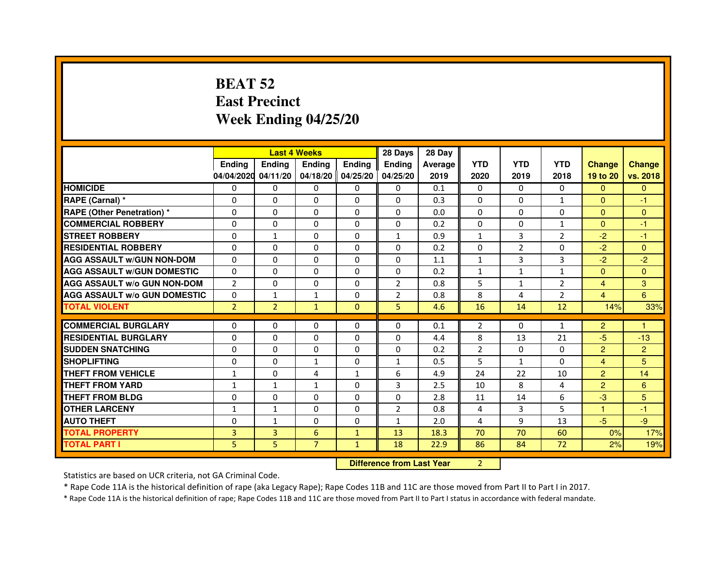# BEAT 52
# East Precinct
# Week Ending 04/25/20

| | Last 4 Weeks | | | | 28 Days | 28 Day | | | | | |
|---|---|---|---|---|---|---|---|---|---|---|---|
| | Ending 04/04/2020 | Ending 04/11/20 | Ending 04/18/20 | Ending 04/25/20 | Ending 04/25/20 | Average 2019 | YTD 2020 | YTD 2019 | YTD 2018 | Change 19 to 20 | Change vs. 2018 |
| HOMICIDE | 0 | 0 | 0 | 0 | 0 | 0.1 | 0 | 0 | 0 | 0 | 0 |
| RAPE (Carnal) * | 0 | 0 | 0 | 0 | 0 | 0.3 | 0 | 0 | 1 | 0 | -1 |
| RAPE (Other Penetration) * | 0 | 0 | 0 | 0 | 0 | 0.0 | 0 | 0 | 0 | 0 | 0 |
| COMMERCIAL ROBBERY | 0 | 0 | 0 | 0 | 0 | 0.2 | 0 | 0 | 1 | 0 | -1 |
| STREET ROBBERY | 0 | 1 | 0 | 0 | 1 | 0.9 | 1 | 3 | 2 | -2 | -1 |
| RESIDENTIAL ROBBERY | 0 | 0 | 0 | 0 | 0 | 0.2 | 0 | 2 | 0 | -2 | 0 |
| AGG ASSAULT w/GUN NON-DOM | 0 | 0 | 0 | 0 | 0 | 1.1 | 1 | 3 | 3 | -2 | -2 |
| AGG ASSAULT w/GUN DOMESTIC | 0 | 0 | 0 | 0 | 0 | 0.2 | 1 | 1 | 1 | 0 | 0 |
| AGG ASSAULT w/o GUN NON-DOM | 2 | 0 | 0 | 0 | 2 | 0.8 | 5 | 1 | 2 | 4 | 3 |
| AGG ASSAULT w/o GUN DOMESTIC | 0 | 1 | 1 | 0 | 2 | 0.8 | 8 | 4 | 2 | 4 | 6 |
| TOTAL VIOLENT | 2 | 2 | 1 | 0 | 5 | 4.6 | 16 | 14 | 12 | 14% | 33% |
| COMMERCIAL BURGLARY | 0 | 0 | 0 | 0 | 0 | 0.1 | 2 | 0 | 1 | 2 | 1 |
| RESIDENTIAL BURGLARY | 0 | 0 | 0 | 0 | 0 | 4.4 | 8 | 13 | 21 | -5 | -13 |
| SUDDEN SNATCHING | 0 | 0 | 0 | 0 | 0 | 0.2 | 2 | 0 | 0 | 2 | 2 |
| SHOPLIFTING | 0 | 0 | 1 | 0 | 1 | 0.5 | 5 | 1 | 0 | 4 | 5 |
| THEFT FROM VEHICLE | 1 | 0 | 4 | 1 | 6 | 4.9 | 24 | 22 | 10 | 2 | 14 |
| THEFT FROM YARD | 1 | 1 | 1 | 0 | 3 | 2.5 | 10 | 8 | 4 | 2 | 6 |
| THEFT FROM BLDG | 0 | 0 | 0 | 0 | 0 | 2.8 | 11 | 14 | 6 | -3 | 5 |
| OTHER LARCENY | 1 | 1 | 0 | 0 | 2 | 0.8 | 4 | 3 | 5 | 1 | -1 |
| AUTO THEFT | 0 | 1 | 0 | 0 | 1 | 2.0 | 4 | 9 | 13 | -5 | -9 |
| TOTAL PROPERTY | 3 | 3 | 6 | 1 | 13 | 18.3 | 70 | 70 | 60 | 0% | 17% |
| TOTAL PART I | 5 | 5 | 7 | 1 | 18 | 22.9 | 86 | 84 | 72 | 2% | 19% |

**Difference from Last Year** 2

Statistics are based on UCR criteria, not GA Criminal Code.

* Rape Code 11A is the historical definition of rape (aka Legacy Rape); Rape Codes 11B and 11C are those moved from Part II to Part I in 2017.

* Rape Code 11A is the historical definition of rape; Rape Codes 11B and 11C are those moved from Part II to Part I status in accordance with federal mandate.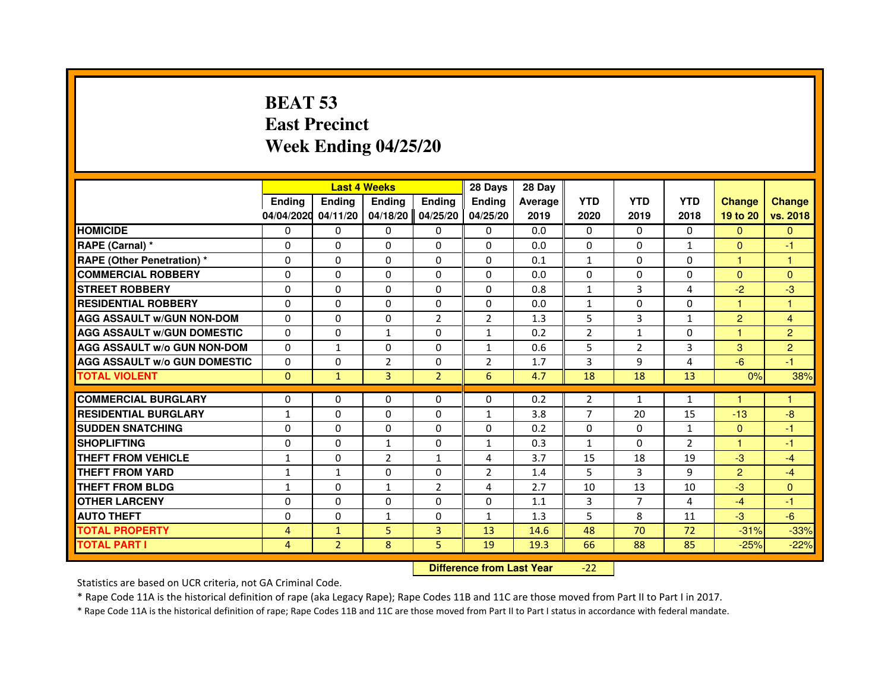# BEAT 53
# East Precinct
# Week Ending 04/25/20

| | Last 4 Weeks | | | | 28 Days | 28 Day | | | | | |
|---|---|---|---|---|---|---|---|---|---|---|---|
| | Ending 04/04/2020 | Ending 04/11/20 | Ending 04/18/20 | Ending 04/25/20 | Ending 04/25/20 | Average 2019 | YTD 2020 | YTD 2019 | YTD 2018 | Change 19 to 20 | Change vs. 2018 |
| HOMICIDE | 0 | 0 | 0 | 0 | 0 | 0.0 | 0 | 0 | 0 | 0 | 0 |
| RAPE (Carnal) * | 0 | 0 | 0 | 0 | 0 | 0.0 | 0 | 0 | 1 | 0 | -1 |
| RAPE (Other Penetration) * | 0 | 0 | 0 | 0 | 0 | 0.1 | 1 | 0 | 0 | 1 | 1 |
| COMMERCIAL ROBBERY | 0 | 0 | 0 | 0 | 0 | 0.0 | 0 | 0 | 0 | 0 | 0 |
| STREET ROBBERY | 0 | 0 | 0 | 0 | 0 | 0.8 | 1 | 3 | 4 | -2 | -3 |
| RESIDENTIAL ROBBERY | 0 | 0 | 0 | 0 | 0 | 0.0 | 1 | 0 | 0 | 1 | 1 |
| AGG ASSAULT w/GUN NON-DOM | 0 | 0 | 0 | 2 | 2 | 1.3 | 5 | 3 | 1 | 2 | 4 |
| AGG ASSAULT w/GUN DOMESTIC | 0 | 0 | 1 | 0 | 1 | 0.2 | 2 | 1 | 0 | 1 | 2 |
| AGG ASSAULT w/o GUN NON-DOM | 0 | 1 | 0 | 0 | 1 | 0.6 | 5 | 2 | 3 | 3 | 2 |
| AGG ASSAULT w/o GUN DOMESTIC | 0 | 0 | 2 | 0 | 2 | 1.7 | 3 | 9 | 4 | -6 | -1 |
| TOTAL VIOLENT | 0 | 1 | 3 | 2 | 6 | 4.7 | 18 | 18 | 13 | 0% | 38% |
| COMMERCIAL BURGLARY | 0 | 0 | 0 | 0 | 0 | 0.2 | 2 | 1 | 1 | 1 | 1 |
| RESIDENTIAL BURGLARY | 1 | 0 | 0 | 0 | 1 | 3.8 | 7 | 20 | 15 | -13 | -8 |
| SUDDEN SNATCHING | 0 | 0 | 0 | 0 | 0 | 0.2 | 0 | 0 | 1 | 0 | -1 |
| SHOPLIFTING | 0 | 0 | 1 | 0 | 1 | 0.3 | 1 | 0 | 2 | 1 | -1 |
| THEFT FROM VEHICLE | 1 | 0 | 2 | 1 | 4 | 3.7 | 15 | 18 | 19 | -3 | -4 |
| THEFT FROM YARD | 1 | 1 | 0 | 0 | 2 | 1.4 | 5 | 3 | 9 | 2 | -4 |
| THEFT FROM BLDG | 1 | 0 | 1 | 2 | 4 | 2.7 | 10 | 13 | 10 | -3 | 0 |
| OTHER LARCENY | 0 | 0 | 0 | 0 | 0 | 1.1 | 3 | 7 | 4 | -4 | -1 |
| AUTO THEFT | 0 | 0 | 1 | 0 | 1 | 1.3 | 5 | 8 | 11 | -3 | -6 |
| TOTAL PROPERTY | 4 | 1 | 5 | 3 | 13 | 14.6 | 48 | 70 | 72 | -31% | -33% |
| TOTAL PART I | 4 | 2 | 8 | 5 | 19 | 19.3 | 66 | 88 | 85 | -25% | -22% |

**Difference from Last Year** -22

Statistics are based on UCR criteria, not GA Criminal Code.

* Rape Code 11A is the historical definition of rape (aka Legacy Rape); Rape Codes 11B and 11C are those moved from Part II to Part I in 2017.

* Rape Code 11A is the historical definition of rape; Rape Codes 11B and 11C are those moved from Part II to Part I status in accordance with federal mandate.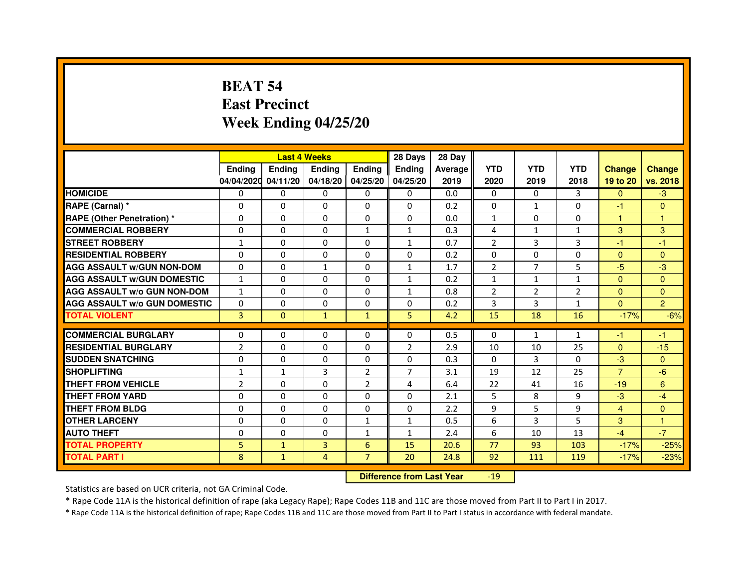# BEAT 54
# East Precinct
# Week Ending 04/25/20

| | Last 4 Weeks | | | | 28 Days | 28 Day | | | | | |
|---|---|---|---|---|---|---|---|---|---|---|---|
| | Ending 04/04/2020 | Ending 04/11/20 | Ending 04/18/20 | Ending 04/25/20 | Ending 04/25/20 | Average 2019 | YTD 2020 | YTD 2019 | YTD 2018 | Change 19 to 20 | Change vs. 2018 |
| **HOMICIDE** | 0 | 0 | 0 | 0 | 0 | 0.0 | 0 | 0 | 3 | 0 | -3 |
| **RAPE (Carnal) *** | 0 | 0 | 0 | 0 | 0 | 0.2 | 0 | 1 | 0 | -1 | 0 |
| **RAPE (Other Penetration) *** | 0 | 0 | 0 | 0 | 0 | 0.0 | 1 | 0 | 0 | 1 | 1 |
| **COMMERCIAL ROBBERY** | 0 | 0 | 0 | 1 | 1 | 0.3 | 4 | 1 | 1 | 3 | 3 |
| **STREET ROBBERY** | 1 | 0 | 0 | 0 | 1 | 0.7 | 2 | 3 | 3 | -1 | -1 |
| **RESIDENTIAL ROBBERY** | 0 | 0 | 0 | 0 | 0 | 0.2 | 0 | 0 | 0 | 0 | 0 |
| **AGG ASSAULT w/GUN NON-DOM** | 0 | 0 | 1 | 0 | 1 | 1.7 | 2 | 7 | 5 | -5 | -3 |
| **AGG ASSAULT w/GUN DOMESTIC** | 1 | 0 | 0 | 0 | 1 | 0.2 | 1 | 1 | 1 | 0 | 0 |
| **AGG ASSAULT w/o GUN NON-DOM** | 1 | 0 | 0 | 0 | 1 | 0.8 | 2 | 2 | 2 | 0 | 0 |
| **AGG ASSAULT w/o GUN DOMESTIC** | 0 | 0 | 0 | 0 | 0 | 0.2 | 3 | 3 | 1 | 0 | 2 |
| **TOTAL VIOLENT** | 3 | 0 | 1 | 1 | 5 | 4.2 | 15 | 18 | 16 | -17% | -6% |
| **COMMERCIAL BURGLARY** | 0 | 0 | 0 | 0 | 0 | 0.5 | 0 | 1 | 1 | -1 | -1 |
| **RESIDENTIAL BURGLARY** | 2 | 0 | 0 | 0 | 2 | 2.9 | 10 | 10 | 25 | 0 | -15 |
| **SUDDEN SNATCHING** | 0 | 0 | 0 | 0 | 0 | 0.3 | 0 | 3 | 0 | -3 | 0 |
| **SHOPLIFTING** | 1 | 1 | 3 | 2 | 7 | 3.1 | 19 | 12 | 25 | 7 | -6 |
| **THEFT FROM VEHICLE** | 2 | 0 | 0 | 2 | 4 | 6.4 | 22 | 41 | 16 | -19 | 6 |
| **THEFT FROM YARD** | 0 | 0 | 0 | 0 | 0 | 2.1 | 5 | 8 | 9 | -3 | -4 |
| **THEFT FROM BLDG** | 0 | 0 | 0 | 0 | 0 | 2.2 | 9 | 5 | 9 | 4 | 0 |
| **OTHER LARCENY** | 0 | 0 | 0 | 1 | 1 | 0.5 | 6 | 3 | 5 | 3 | 1 |
| **AUTO THEFT** | 0 | 0 | 0 | 1 | 1 | 2.4 | 6 | 10 | 13 | -4 | -7 |
| **TOTAL PROPERTY** | 5 | 1 | 3 | 6 | 15 | 20.6 | 77 | 93 | 103 | -17% | -25% |
| **TOTAL PART I** | 8 | 1 | 4 | 7 | 20 | 24.8 | 92 | 111 | 119 | -17% | -23% |

| **Difference from Last Year** | -19 |
|---|---|

Statistics are based on UCR criteria, not GA Criminal Code.

* Rape Code 11A is the historical definition of rape (aka Legacy Rape); Rape Codes 11B and 11C are those moved from Part II to Part I in 2017.

* Rape Code 11A is the historical definition of rape; Rape Codes 11B and 11C are those moved from Part II to Part I status in accordance with federal mandate.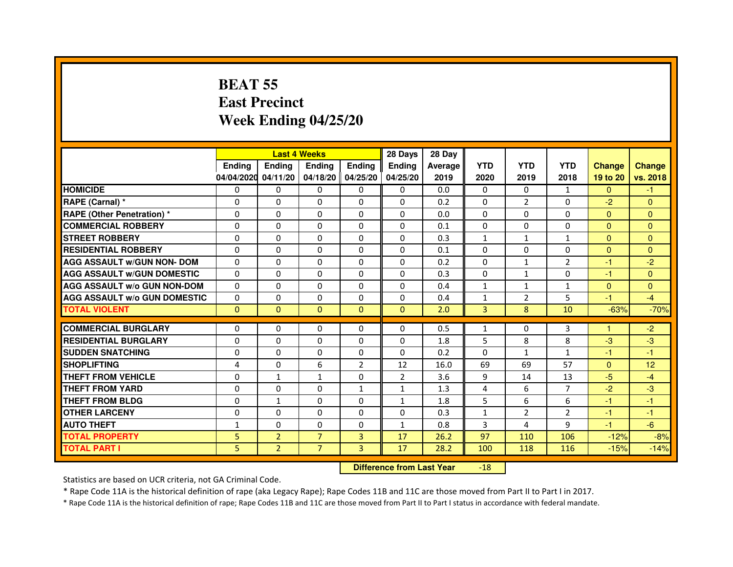# BEAT 55
## East Precinct
## Week Ending 04/25/20

| | Last 4 Weeks | | | | 28 Days | 28 Day | | | | | |
|---|---|---|---|---|---|---|---|---|---|---|---|
| | Ending 04/04/2020 | Ending 04/11/20 | Ending 04/18/20 | Ending 04/25/20 | Ending 04/25/20 | Average 2019 | YTD 2020 | YTD 2019 | YTD 2018 | Change 19 to 20 | Change vs. 2018 |
| HOMICIDE | 0 | 0 | 0 | 0 | 0 | 0.0 | 0 | 0 | 1 | 0 | -1 |
| RAPE (Carnal) * | 0 | 0 | 0 | 0 | 0 | 0.2 | 0 | 2 | 0 | -2 | 0 |
| RAPE (Other Penetration) * | 0 | 0 | 0 | 0 | 0 | 0.0 | 0 | 0 | 0 | 0 | 0 |
| COMMERCIAL ROBBERY | 0 | 0 | 0 | 0 | 0 | 0.1 | 0 | 0 | 0 | 0 | 0 |
| STREET ROBBERY | 0 | 0 | 0 | 0 | 0 | 0.3 | 1 | 1 | 1 | 0 | 0 |
| RESIDENTIAL ROBBERY | 0 | 0 | 0 | 0 | 0 | 0.1 | 0 | 0 | 0 | 0 | 0 |
| AGG ASSAULT w/GUN NON- DOM | 0 | 0 | 0 | 0 | 0 | 0.2 | 0 | 1 | 2 | -1 | -2 |
| AGG ASSAULT w/GUN DOMESTIC | 0 | 0 | 0 | 0 | 0 | 0.3 | 0 | 1 | 0 | -1 | 0 |
| AGG ASSAULT w/o GUN NON-DOM | 0 | 0 | 0 | 0 | 0 | 0.4 | 1 | 1 | 1 | 0 | 0 |
| AGG ASSAULT w/o GUN DOMESTIC | 0 | 0 | 0 | 0 | 0 | 0.4 | 1 | 2 | 5 | -1 | -4 |
| TOTAL VIOLENT | 0 | 0 | 0 | 0 | 0 | 2.0 | 3 | 8 | 10 | -63% | -70% |
| COMMERCIAL BURGLARY | 0 | 0 | 0 | 0 | 0 | 0.5 | 1 | 0 | 3 | 1 | -2 |
| RESIDENTIAL BURGLARY | 0 | 0 | 0 | 0 | 0 | 1.8 | 5 | 8 | 8 | -3 | -3 |
| SUDDEN SNATCHING | 0 | 0 | 0 | 0 | 0 | 0.2 | 0 | 1 | 1 | -1 | -1 |
| SHOPLIFTING | 4 | 0 | 6 | 2 | 12 | 16.0 | 69 | 69 | 57 | 0 | 12 |
| THEFT FROM VEHICLE | 0 | 1 | 1 | 0 | 2 | 3.6 | 9 | 14 | 13 | -5 | -4 |
| THEFT FROM YARD | 0 | 0 | 0 | 1 | 1 | 1.3 | 4 | 6 | 7 | -2 | -3 |
| THEFT FROM BLDG | 0 | 1 | 0 | 0 | 1 | 1.8 | 5 | 6 | 6 | -1 | -1 |
| OTHER LARCENY | 0 | 0 | 0 | 0 | 0 | 0.3 | 1 | 2 | 2 | -1 | -1 |
| AUTO THEFT | 1 | 0 | 0 | 0 | 1 | 0.8 | 3 | 4 | 9 | -1 | -6 |
| TOTAL PROPERTY | 5 | 2 | 7 | 3 | 17 | 26.2 | 97 | 110 | 106 | -12% | -8% |
| TOTAL PART I | 5 | 2 | 7 | 3 | 17 | 28.2 | 100 | 118 | 116 | -15% | -14% |

**Difference from Last Year** -18

Statistics are based on UCR criteria, not GA Criminal Code.

* Rape Code 11A is the historical definition of rape (aka Legacy Rape); Rape Codes 11B and 11C are those moved from Part II to Part I in 2017.

* Rape Code 11A is the historical definition of rape; Rape Codes 11B and 11C are those moved from Part II to Part I status in accordance with federal mandate.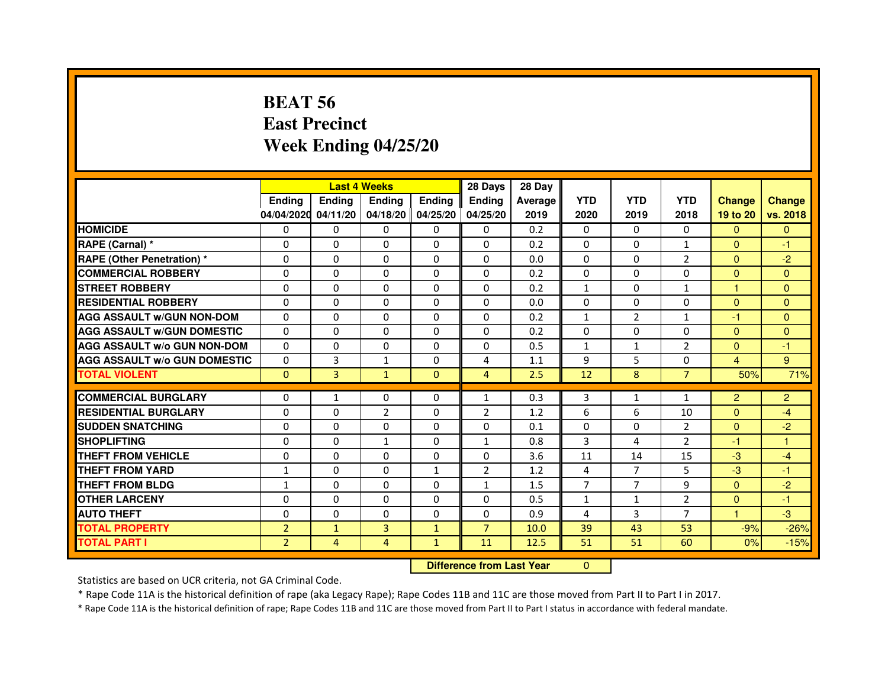# BEAT 56
# East Precinct
# Week Ending 04/25/20

| | Last 4 Weeks | | | | 28 Days | 28 Day | | | | | |
|---|---|---|---|---|---|---|---|---|---|---|---|
| | Ending 04/04/2020 | Ending 04/11/20 | Ending 04/18/20 | Ending 04/25/20 | Ending 04/25/20 | Average 2019 | YTD 2020 | YTD 2019 | YTD 2018 | Change 19 to 20 | Change vs. 2018 |
| HOMICIDE | 0 | 0 | 0 | 0 | 0 | 0.2 | 0 | 0 | 0 | 0 | 0 |
| RAPE (Carnal) * | 0 | 0 | 0 | 0 | 0 | 0.2 | 0 | 0 | 1 | 0 | -1 |
| RAPE (Other Penetration) * | 0 | 0 | 0 | 0 | 0 | 0.0 | 0 | 0 | 2 | 0 | -2 |
| COMMERCIAL ROBBERY | 0 | 0 | 0 | 0 | 0 | 0.2 | 0 | 0 | 0 | 0 | 0 |
| STREET ROBBERY | 0 | 0 | 0 | 0 | 0 | 0.2 | 1 | 0 | 1 | 1 | 0 |
| RESIDENTIAL ROBBERY | 0 | 0 | 0 | 0 | 0 | 0.0 | 0 | 0 | 0 | 0 | 0 |
| AGG ASSAULT w/GUN NON-DOM | 0 | 0 | 0 | 0 | 0 | 0.2 | 1 | 2 | 1 | -1 | 0 |
| AGG ASSAULT w/GUN DOMESTIC | 0 | 0 | 0 | 0 | 0 | 0.2 | 0 | 0 | 0 | 0 | 0 |
| AGG ASSAULT w/o GUN NON-DOM | 0 | 0 | 0 | 0 | 0 | 0.5 | 1 | 1 | 2 | 0 | -1 |
| AGG ASSAULT w/o GUN DOMESTIC | 0 | 3 | 1 | 0 | 4 | 1.1 | 9 | 5 | 0 | 4 | 9 |
| TOTAL VIOLENT | 0 | 3 | 1 | 0 | 4 | 2.5 | 12 | 8 | 7 | 50% | 71% |
| COMMERCIAL BURGLARY | 0 | 1 | 0 | 0 | 1 | 0.3 | 3 | 1 | 1 | 2 | 2 |
| RESIDENTIAL BURGLARY | 0 | 0 | 2 | 0 | 2 | 1.2 | 6 | 6 | 10 | 0 | -4 |
| SUDDEN SNATCHING | 0 | 0 | 0 | 0 | 0 | 0.1 | 0 | 0 | 2 | 0 | -2 |
| SHOPLIFTING | 0 | 0 | 1 | 0 | 1 | 0.8 | 3 | 4 | 2 | -1 | 1 |
| THEFT FROM VEHICLE | 0 | 0 | 0 | 0 | 0 | 3.6 | 11 | 14 | 15 | -3 | -4 |
| THEFT FROM YARD | 1 | 0 | 0 | 1 | 2 | 1.2 | 4 | 7 | 5 | -3 | -1 |
| THEFT FROM BLDG | 1 | 0 | 0 | 0 | 1 | 1.5 | 7 | 7 | 9 | 0 | -2 |
| OTHER LARCENY | 0 | 0 | 0 | 0 | 0 | 0.5 | 1 | 1 | 2 | 0 | -1 |
| AUTO THEFT | 0 | 0 | 0 | 0 | 0 | 0.9 | 4 | 3 | 7 | 1 | -3 |
| TOTAL PROPERTY | 2 | 1 | 3 | 1 | 7 | 10.0 | 39 | 43 | 53 | -9% | -26% |
| TOTAL PART I | 2 | 4 | 4 | 1 | 11 | 12.5 | 51 | 51 | 60 | 0% | -15% |

**Difference from Last Year** 0

Statistics are based on UCR criteria, not GA Criminal Code.

* Rape Code 11A is the historical definition of rape (aka Legacy Rape); Rape Codes 11B and 11C are those moved from Part II to Part I in 2017.

* Rape Code 11A is the historical definition of rape; Rape Codes 11B and 11C are those moved from Part II to Part I status in accordance with federal mandate.